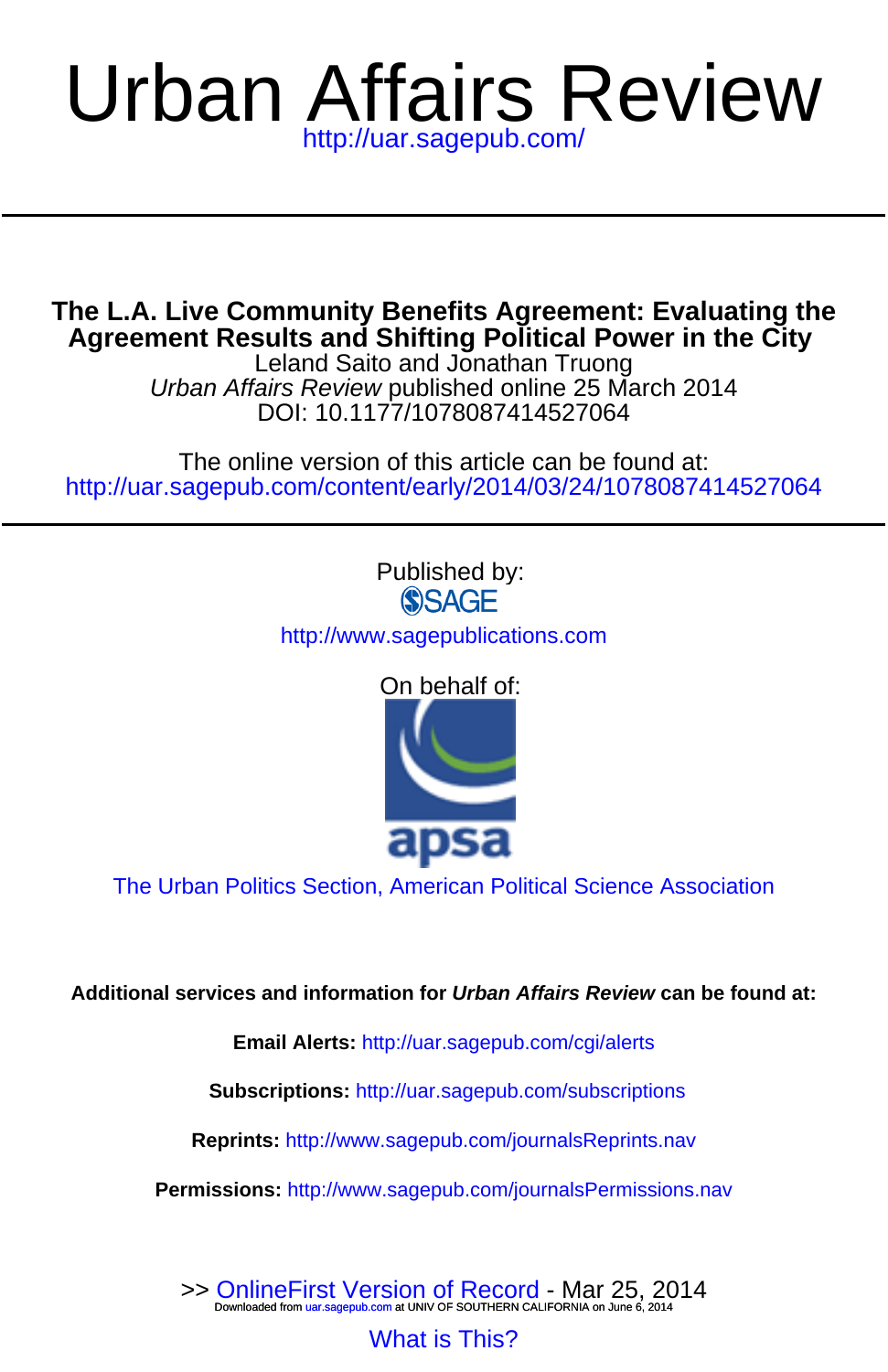# Urban Affairs Review

http://uar.sagepub.com/

## The L.A. Live Community Benefits Agreement: Evaluating the Agreement Results and Shifting Political Power in the City

Leland Saito and Jonathan Truong

*Urban Affairs Review* published online 25 March 2014

DOI: 10.1177/1078087414527064

The online version of this article can be found at:

http://uar.sagepub.com/content/early/2014/03/24/1078087414527064

---

Published by:

SAGE

http://www.sagepublications.com

On behalf of:

apsa

The Urban Politics Section, American Political Science Association

**Additional services and information for *Urban Affairs Review* can be found at:**

**Email Alerts:** http://uar.sagepub.com/cgi/alerts

**Subscriptions:** http://uar.sagepub.com/subscriptions

**Reprints:** http://www.sagepub.com/journalsReprints.nav

**Permissions:** http://www.sagepub.com/journalsPermissions.nav

>> OnlineFirst Version of Record - Mar 25, 2014

What is This?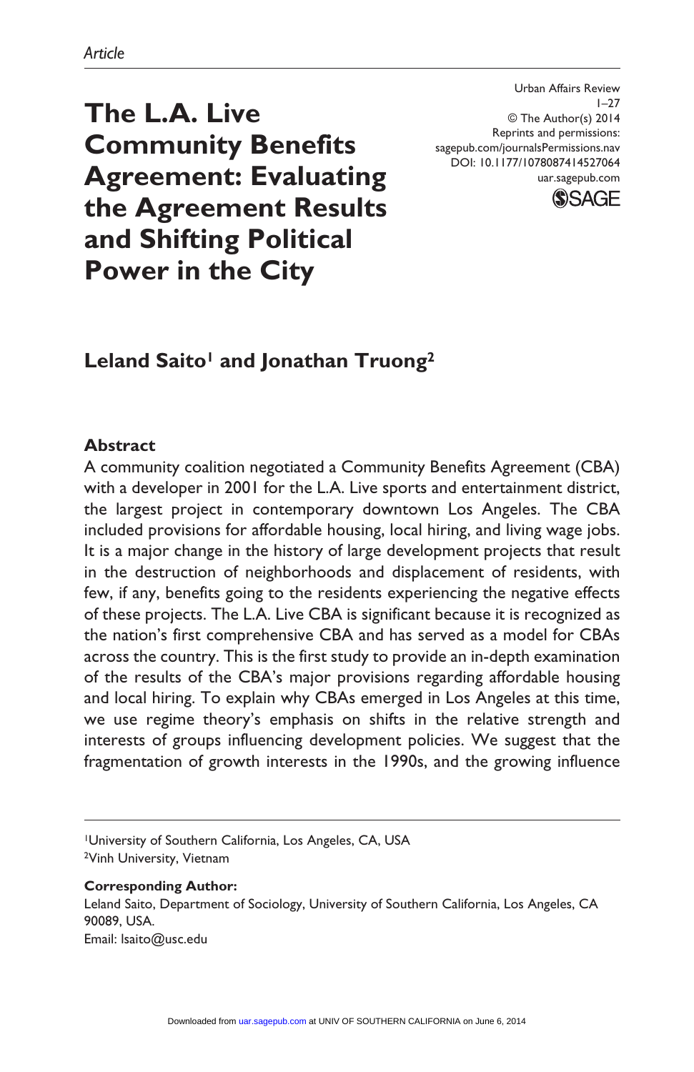Article

# The L.A. Live Community Benefits Agreement: Evaluating the Agreement Results and Shifting Political Power in the City

Urban Affairs Review
© The Author(s) 2014
Reprints and permissions: sagepub.com/journalsPermissions.nav
DOI: 10.1177/1078087414527064
uar.sagepub.com

**Leland Saito[1] and Jonathan Truong[2]**

## Abstract

A community coalition negotiated a Community Benefits Agreement (CBA) with a developer in 2001 for the L.A. Live sports and entertainment district, the largest project in contemporary downtown Los Angeles. The CBA included provisions for affordable housing, local hiring, and living wage jobs. It is a major change in the history of large development projects that result in the destruction of neighborhoods and displacement of residents, with few, if any, benefits going to the residents experiencing the negative effects of these projects. The L.A. Live CBA is significant because it is recognized as the nation's first comprehensive CBA and has served as a model for CBAs across the country. This is the first study to provide an in-depth examination of the results of the CBA's major provisions regarding affordable housing and local hiring. To explain why CBAs emerged in Los Angeles at this time, we use regime theory's emphasis on shifts in the relative strength and interests of groups influencing development policies. We suggest that the fragmentation of growth interests in the 1990s, and the growing influence

[1]University of Southern California, Los Angeles, CA, USA
[2]Vinh University, Vietnam

**Corresponding Author:**
Leland Saito, Department of Sociology, University of Southern California, Los Angeles, CA 90089, USA.
Email: lsaito@usc.edu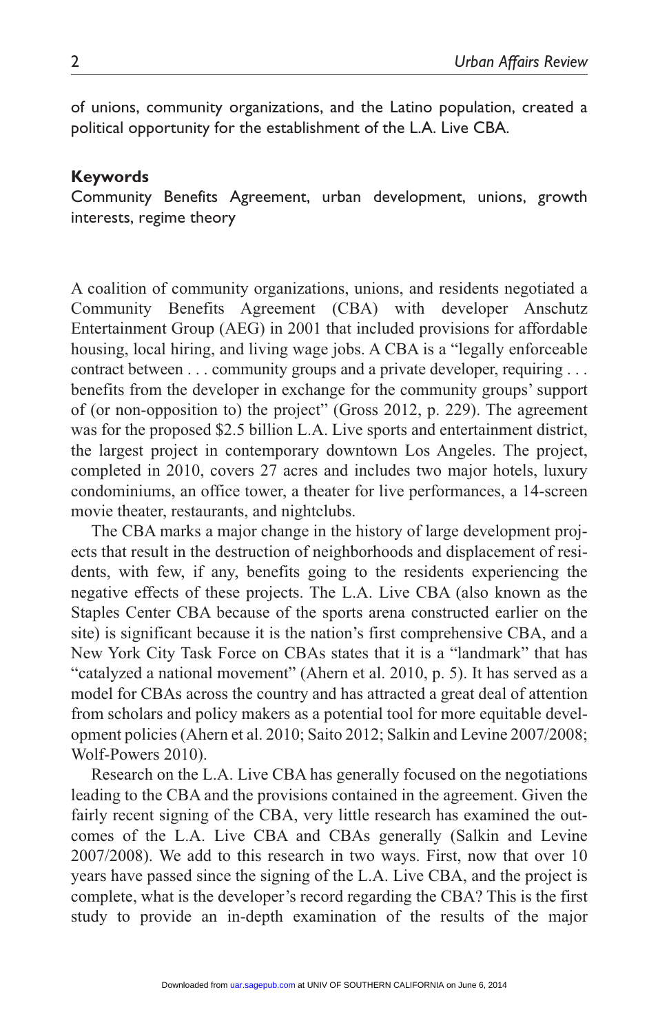of unions, community organizations, and the Latino population, created a political opportunity for the establishment of the L.A. Live CBA.

### Keywords

Community Benefits Agreement, urban development, unions, growth interests, regime theory

A coalition of community organizations, unions, and residents negotiated a Community Benefits Agreement (CBA) with developer Anschutz Entertainment Group (AEG) in 2001 that included provisions for affordable housing, local hiring, and living wage jobs. A CBA is a "legally enforceable contract between . . . community groups and a private developer, requiring . . . benefits from the developer in exchange for the community groups' support of (or non-opposition to) the project" (Gross 2012, p. 229). The agreement was for the proposed $2.5 billion L.A. Live sports and entertainment district, the largest project in contemporary downtown Los Angeles. The project, completed in 2010, covers 27 acres and includes two major hotels, luxury condominiums, an office tower, a theater for live performances, a 14-screen movie theater, restaurants, and nightclubs.

The CBA marks a major change in the history of large development projects that result in the destruction of neighborhoods and displacement of residents, with few, if any, benefits going to the residents experiencing the negative effects of these projects. The L.A. Live CBA (also known as the Staples Center CBA because of the sports arena constructed earlier on the site) is significant because it is the nation's first comprehensive CBA, and a New York City Task Force on CBAs states that it is a "landmark" that has "catalyzed a national movement" (Ahern et al. 2010, p. 5). It has served as a model for CBAs across the country and has attracted a great deal of attention from scholars and policy makers as a potential tool for more equitable development policies (Ahern et al. 2010; Saito 2012; Salkin and Levine 2007/2008; Wolf-Powers 2010).

Research on the L.A. Live CBA has generally focused on the negotiations leading to the CBA and the provisions contained in the agreement. Given the fairly recent signing of the CBA, very little research has examined the outcomes of the L.A. Live CBA and CBAs generally (Salkin and Levine 2007/2008). We add to this research in two ways. First, now that over 10 years have passed since the signing of the L.A. Live CBA, and the project is complete, what is the developer's record regarding the CBA? This is the first study to provide an in-depth examination of the results of the major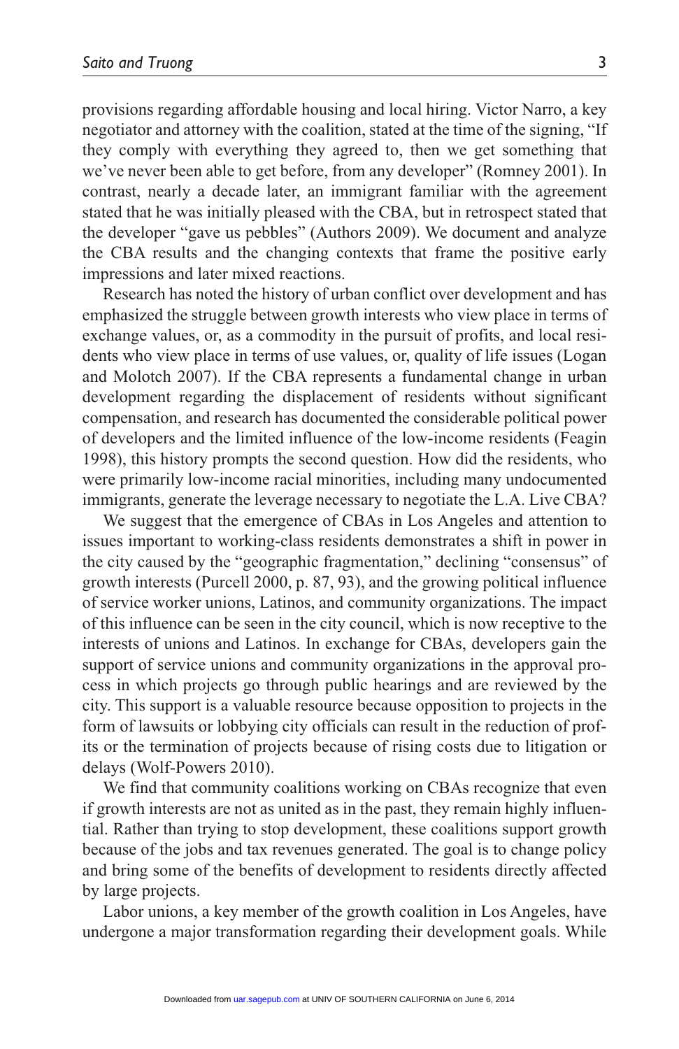provisions regarding affordable housing and local hiring. Victor Narro, a key negotiator and attorney with the coalition, stated at the time of the signing, "If they comply with everything they agreed to, then we get something that we've never been able to get before, from any developer" (Romney 2001). In contrast, nearly a decade later, an immigrant familiar with the agreement stated that he was initially pleased with the CBA, but in retrospect stated that the developer "gave us pebbles" (Authors 2009). We document and analyze the CBA results and the changing contexts that frame the positive early impressions and later mixed reactions.

Research has noted the history of urban conflict over development and has emphasized the struggle between growth interests who view place in terms of exchange values, or, as a commodity in the pursuit of profits, and local residents who view place in terms of use values, or, quality of life issues (Logan and Molotch 2007). If the CBA represents a fundamental change in urban development regarding the displacement of residents without significant compensation, and research has documented the considerable political power of developers and the limited influence of the low-income residents (Feagin 1998), this history prompts the second question. How did the residents, who were primarily low-income racial minorities, including many undocumented immigrants, generate the leverage necessary to negotiate the L.A. Live CBA?

We suggest that the emergence of CBAs in Los Angeles and attention to issues important to working-class residents demonstrates a shift in power in the city caused by the "geographic fragmentation," declining "consensus" of growth interests (Purcell 2000, p. 87, 93), and the growing political influence of service worker unions, Latinos, and community organizations. The impact of this influence can be seen in the city council, which is now receptive to the interests of unions and Latinos. In exchange for CBAs, developers gain the support of service unions and community organizations in the approval process in which projects go through public hearings and are reviewed by the city. This support is a valuable resource because opposition to projects in the form of lawsuits or lobbying city officials can result in the reduction of profits or the termination of projects because of rising costs due to litigation or delays (Wolf-Powers 2010).

We find that community coalitions working on CBAs recognize that even if growth interests are not as united as in the past, they remain highly influential. Rather than trying to stop development, these coalitions support growth because of the jobs and tax revenues generated. The goal is to change policy and bring some of the benefits of development to residents directly affected by large projects.

Labor unions, a key member of the growth coalition in Los Angeles, have undergone a major transformation regarding their development goals. While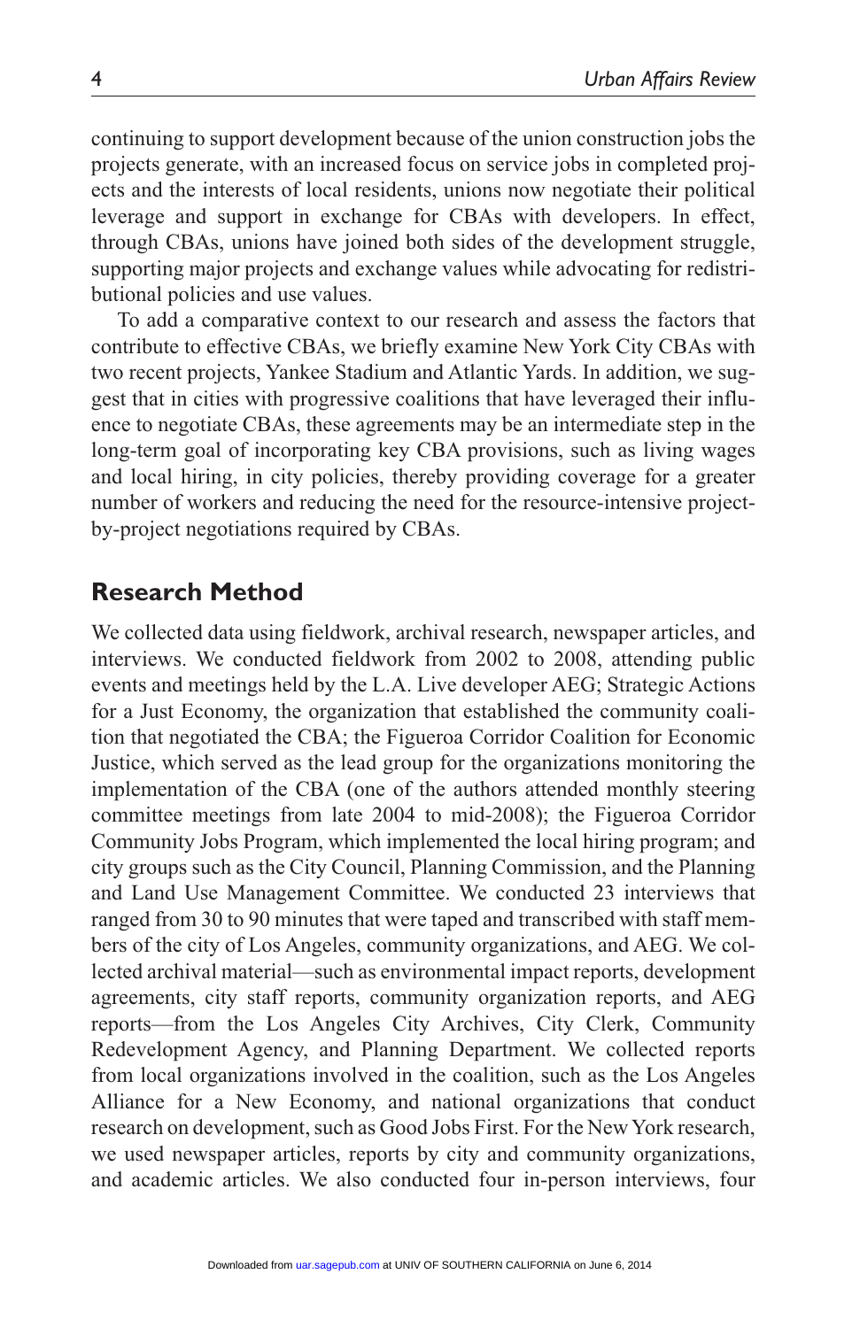continuing to support development because of the union construction jobs the projects generate, with an increased focus on service jobs in completed projects and the interests of local residents, unions now negotiate their political leverage and support in exchange for CBAs with developers. In effect, through CBAs, unions have joined both sides of the development struggle, supporting major projects and exchange values while advocating for redistributional policies and use values.

To add a comparative context to our research and assess the factors that contribute to effective CBAs, we briefly examine New York City CBAs with two recent projects, Yankee Stadium and Atlantic Yards. In addition, we suggest that in cities with progressive coalitions that have leveraged their influence to negotiate CBAs, these agreements may be an intermediate step in the long-term goal of incorporating key CBA provisions, such as living wages and local hiring, in city policies, thereby providing coverage for a greater number of workers and reducing the need for the resource-intensive project-by-project negotiations required by CBAs.

## Research Method

We collected data using fieldwork, archival research, newspaper articles, and interviews. We conducted fieldwork from 2002 to 2008, attending public events and meetings held by the L.A. Live developer AEG; Strategic Actions for a Just Economy, the organization that established the community coalition that negotiated the CBA; the Figueroa Corridor Coalition for Economic Justice, which served as the lead group for the organizations monitoring the implementation of the CBA (one of the authors attended monthly steering committee meetings from late 2004 to mid-2008); the Figueroa Corridor Community Jobs Program, which implemented the local hiring program; and city groups such as the City Council, Planning Commission, and the Planning and Land Use Management Committee. We conducted 23 interviews that ranged from 30 to 90 minutes that were taped and transcribed with staff members of the city of Los Angeles, community organizations, and AEG. We collected archival material—such as environmental impact reports, development agreements, city staff reports, community organization reports, and AEG reports—from the Los Angeles City Archives, City Clerk, Community Redevelopment Agency, and Planning Department. We collected reports from local organizations involved in the coalition, such as the Los Angeles Alliance for a New Economy, and national organizations that conduct research on development, such as Good Jobs First. For the New York research, we used newspaper articles, reports by city and community organizations, and academic articles. We also conducted four in-person interviews, four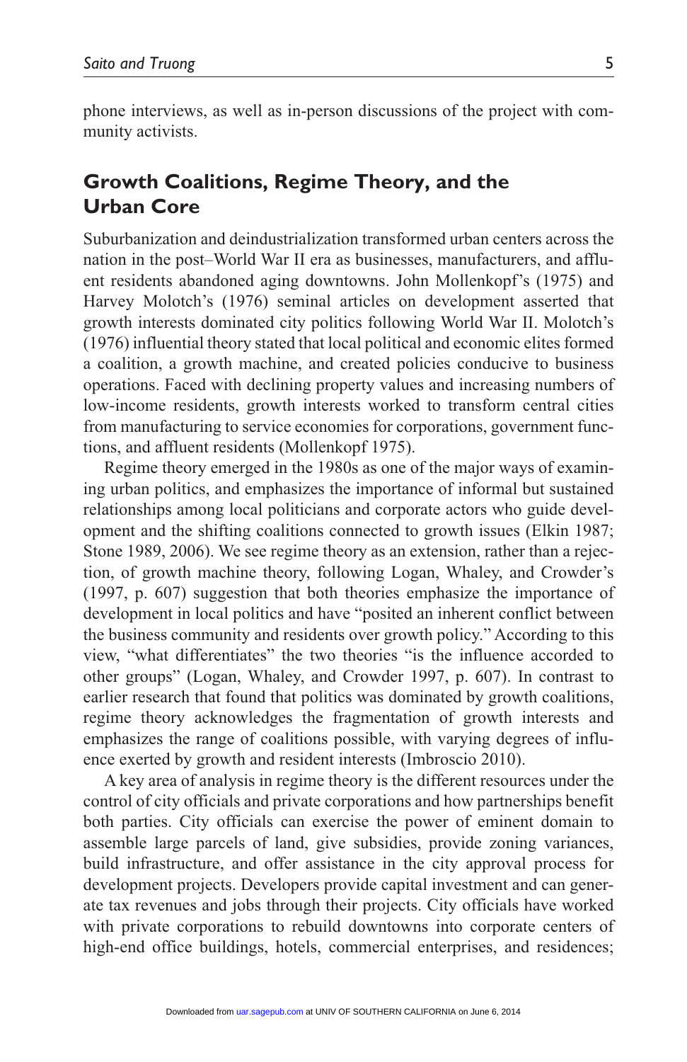phone interviews, as well as in-person discussions of the project with community activists.

## Growth Coalitions, Regime Theory, and the Urban Core

Suburbanization and deindustrialization transformed urban centers across the nation in the post–World War II era as businesses, manufacturers, and affluent residents abandoned aging downtowns. John Mollenkopf's (1975) and Harvey Molotch's (1976) seminal articles on development asserted that growth interests dominated city politics following World War II. Molotch's (1976) influential theory stated that local political and economic elites formed a coalition, a growth machine, and created policies conducive to business operations. Faced with declining property values and increasing numbers of low-income residents, growth interests worked to transform central cities from manufacturing to service economies for corporations, government functions, and affluent residents (Mollenkopf 1975).

Regime theory emerged in the 1980s as one of the major ways of examining urban politics, and emphasizes the importance of informal but sustained relationships among local politicians and corporate actors who guide development and the shifting coalitions connected to growth issues (Elkin 1987; Stone 1989, 2006). We see regime theory as an extension, rather than a rejection, of growth machine theory, following Logan, Whaley, and Crowder's (1997, p. 607) suggestion that both theories emphasize the importance of development in local politics and have "posited an inherent conflict between the business community and residents over growth policy." According to this view, "what differentiates" the two theories "is the influence accorded to other groups" (Logan, Whaley, and Crowder 1997, p. 607). In contrast to earlier research that found that politics was dominated by growth coalitions, regime theory acknowledges the fragmentation of growth interests and emphasizes the range of coalitions possible, with varying degrees of influence exerted by growth and resident interests (Imbroscio 2010).

A key area of analysis in regime theory is the different resources under the control of city officials and private corporations and how partnerships benefit both parties. City officials can exercise the power of eminent domain to assemble large parcels of land, give subsidies, provide zoning variances, build infrastructure, and offer assistance in the city approval process for development projects. Developers provide capital investment and can generate tax revenues and jobs through their projects. City officials have worked with private corporations to rebuild downtowns into corporate centers of high-end office buildings, hotels, commercial enterprises, and residences;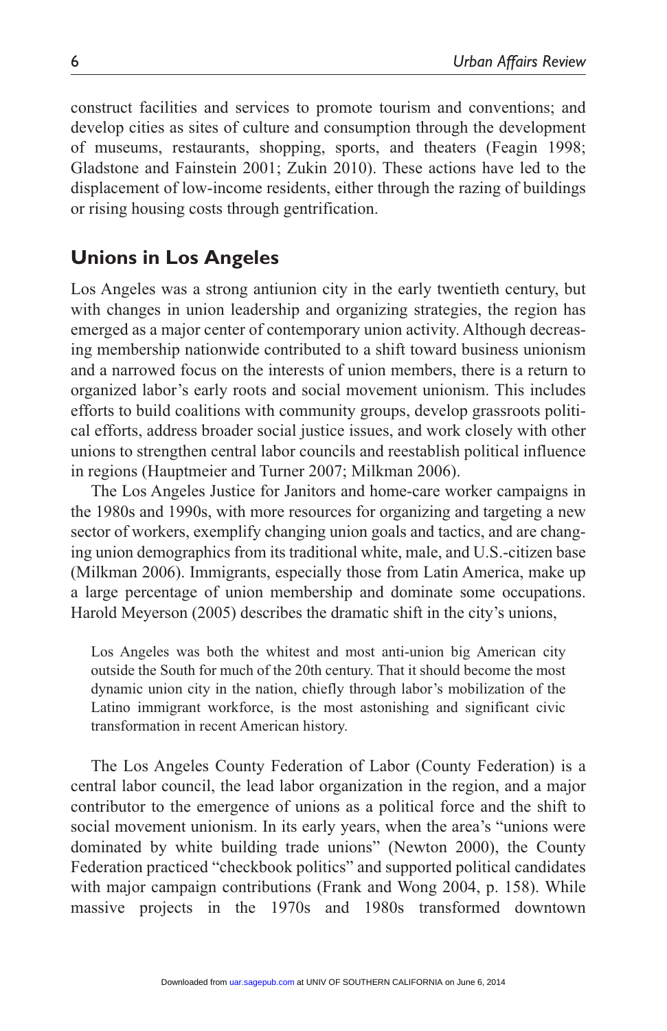construct facilities and services to promote tourism and conventions; and develop cities as sites of culture and consumption through the development of museums, restaurants, shopping, sports, and theaters (Feagin 1998; Gladstone and Fainstein 2001; Zukin 2010). These actions have led to the displacement of low-income residents, either through the razing of buildings or rising housing costs through gentrification.

## Unions in Los Angeles

Los Angeles was a strong antiunion city in the early twentieth century, but with changes in union leadership and organizing strategies, the region has emerged as a major center of contemporary union activity. Although decreasing membership nationwide contributed to a shift toward business unionism and a narrowed focus on the interests of union members, there is a return to organized labor's early roots and social movement unionism. This includes efforts to build coalitions with community groups, develop grassroots political efforts, address broader social justice issues, and work closely with other unions to strengthen central labor councils and reestablish political influence in regions (Hauptmeier and Turner 2007; Milkman 2006).

The Los Angeles Justice for Janitors and home-care worker campaigns in the 1980s and 1990s, with more resources for organizing and targeting a new sector of workers, exemplify changing union goals and tactics, and are changing union demographics from its traditional white, male, and U.S.-citizen base (Milkman 2006). Immigrants, especially those from Latin America, make up a large percentage of union membership and dominate some occupations. Harold Meyerson (2005) describes the dramatic shift in the city's unions,

> Los Angeles was both the whitest and most anti-union big American city outside the South for much of the 20th century. That it should become the most dynamic union city in the nation, chiefly through labor's mobilization of the Latino immigrant workforce, is the most astonishing and significant civic transformation in recent American history.

The Los Angeles County Federation of Labor (County Federation) is a central labor council, the lead labor organization in the region, and a major contributor to the emergence of unions as a political force and the shift to social movement unionism. In its early years, when the area's "unions were dominated by white building trade unions" (Newton 2000), the County Federation practiced "checkbook politics" and supported political candidates with major campaign contributions (Frank and Wong 2004, p. 158). While massive projects in the 1970s and 1980s transformed downtown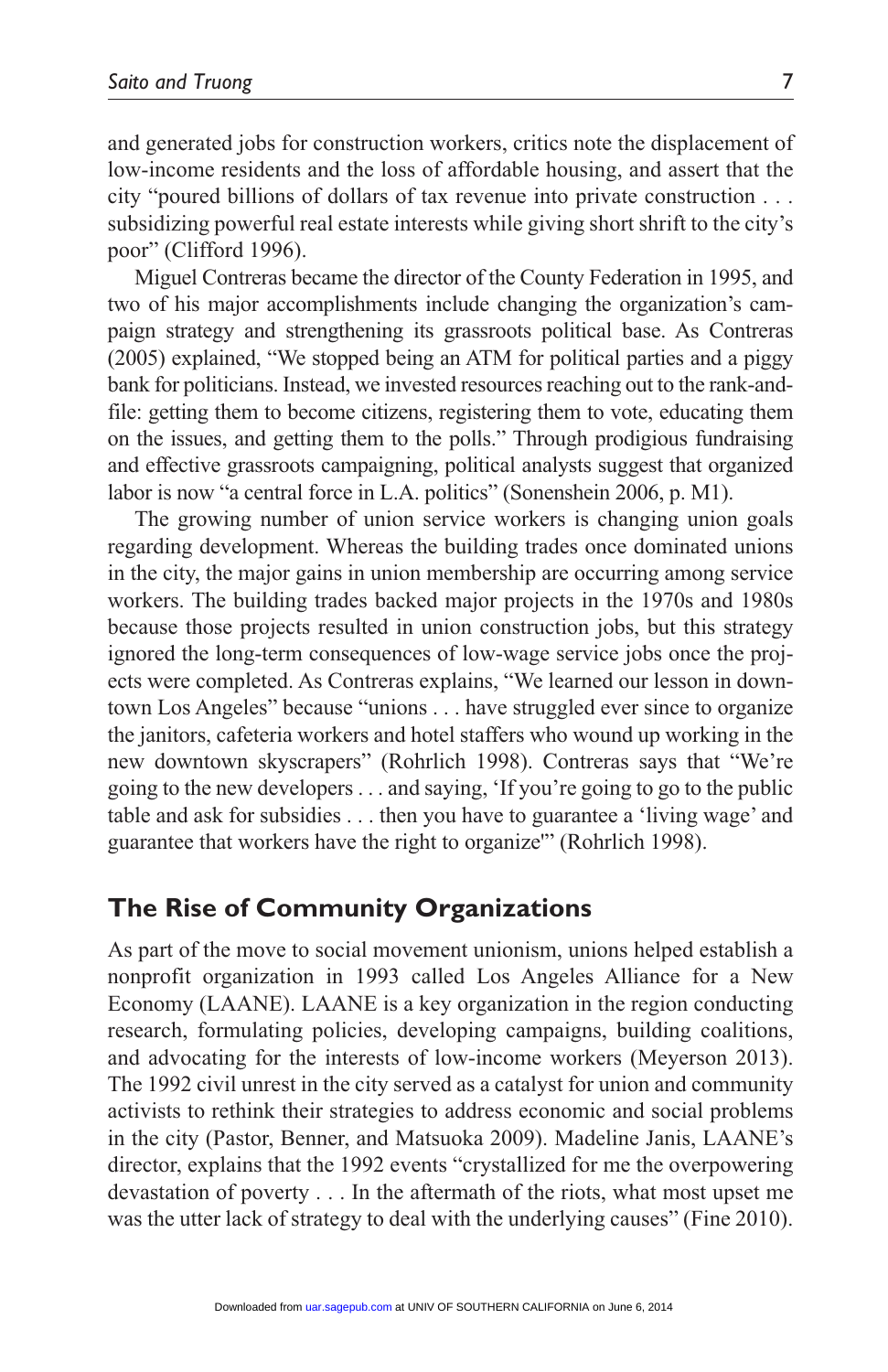and generated jobs for construction workers, critics note the displacement of low-income residents and the loss of affordable housing, and assert that the city "poured billions of dollars of tax revenue into private construction . . . subsidizing powerful real estate interests while giving short shrift to the city's poor" (Clifford 1996).

Miguel Contreras became the director of the County Federation in 1995, and two of his major accomplishments include changing the organization's campaign strategy and strengthening its grassroots political base. As Contreras (2005) explained, "We stopped being an ATM for political parties and a piggy bank for politicians. Instead, we invested resources reaching out to the rank-and-file: getting them to become citizens, registering them to vote, educating them on the issues, and getting them to the polls." Through prodigious fundraising and effective grassroots campaigning, political analysts suggest that organized labor is now "a central force in L.A. politics" (Sonenshein 2006, p. M1).

The growing number of union service workers is changing union goals regarding development. Whereas the building trades once dominated unions in the city, the major gains in union membership are occurring among service workers. The building trades backed major projects in the 1970s and 1980s because those projects resulted in union construction jobs, but this strategy ignored the long-term consequences of low-wage service jobs once the projects were completed. As Contreras explains, "We learned our lesson in downtown Los Angeles" because "unions . . . have struggled ever since to organize the janitors, cafeteria workers and hotel staffers who wound up working in the new downtown skyscrapers" (Rohrlich 1998). Contreras says that "We're going to the new developers . . . and saying, 'If you're going to go to the public table and ask for subsidies . . . then you have to guarantee a 'living wage' and guarantee that workers have the right to organize'" (Rohrlich 1998).

## The Rise of Community Organizations

As part of the move to social movement unionism, unions helped establish a nonprofit organization in 1993 called Los Angeles Alliance for a New Economy (LAANE). LAANE is a key organization in the region conducting research, formulating policies, developing campaigns, building coalitions, and advocating for the interests of low-income workers (Meyerson 2013). The 1992 civil unrest in the city served as a catalyst for union and community activists to rethink their strategies to address economic and social problems in the city (Pastor, Benner, and Matsuoka 2009). Madeline Janis, LAANE's director, explains that the 1992 events "crystallized for me the overpowering devastation of poverty . . . In the aftermath of the riots, what most upset me was the utter lack of strategy to deal with the underlying causes" (Fine 2010).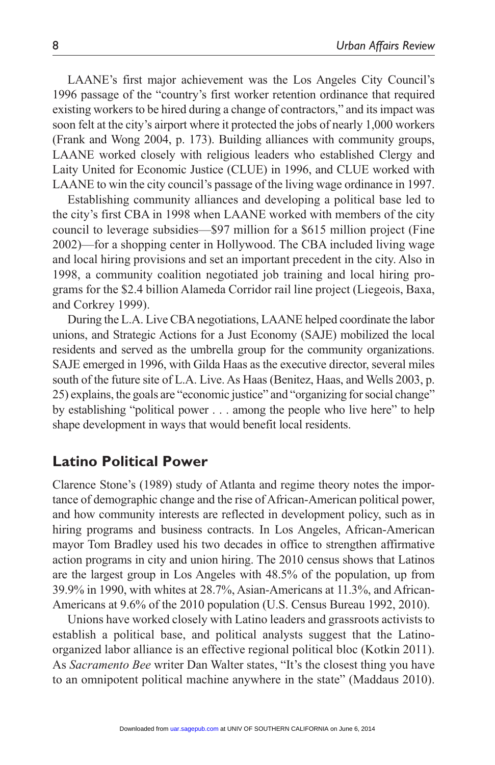LAANE's first major achievement was the Los Angeles City Council's 1996 passage of the "country's first worker retention ordinance that required existing workers to be hired during a change of contractors," and its impact was soon felt at the city's airport where it protected the jobs of nearly 1,000 workers (Frank and Wong 2004, p. 173). Building alliances with community groups, LAANE worked closely with religious leaders who established Clergy and Laity United for Economic Justice (CLUE) in 1996, and CLUE worked with LAANE to win the city council's passage of the living wage ordinance in 1997.

Establishing community alliances and developing a political base led to the city's first CBA in 1998 when LAANE worked with members of the city council to leverage subsidies—$97 million for a $615 million project (Fine 2002)—for a shopping center in Hollywood. The CBA included living wage and local hiring provisions and set an important precedent in the city. Also in 1998, a community coalition negotiated job training and local hiring programs for the $2.4 billion Alameda Corridor rail line project (Liegeois, Baxa, and Corkrey 1999).

During the L.A. Live CBA negotiations, LAANE helped coordinate the labor unions, and Strategic Actions for a Just Economy (SAJE) mobilized the local residents and served as the umbrella group for the community organizations. SAJE emerged in 1996, with Gilda Haas as the executive director, several miles south of the future site of L.A. Live. As Haas (Benitez, Haas, and Wells 2003, p. 25) explains, the goals are "economic justice" and "organizing for social change" by establishing "political power . . . among the people who live here" to help shape development in ways that would benefit local residents.

## Latino Political Power

Clarence Stone's (1989) study of Atlanta and regime theory notes the importance of demographic change and the rise of African-American political power, and how community interests are reflected in development policy, such as in hiring programs and business contracts. In Los Angeles, African-American mayor Tom Bradley used his two decades in office to strengthen affirmative action programs in city and union hiring. The 2010 census shows that Latinos are the largest group in Los Angeles with 48.5% of the population, up from 39.9% in 1990, with whites at 28.7%, Asian-Americans at 11.3%, and African-Americans at 9.6% of the 2010 population (U.S. Census Bureau 1992, 2010).

Unions have worked closely with Latino leaders and grassroots activists to establish a political base, and political analysts suggest that the Latino-organized labor alliance is an effective regional political bloc (Kotkin 2011). As *Sacramento Bee* writer Dan Walter states, "It's the closest thing you have to an omnipotent political machine anywhere in the state" (Maddaus 2010).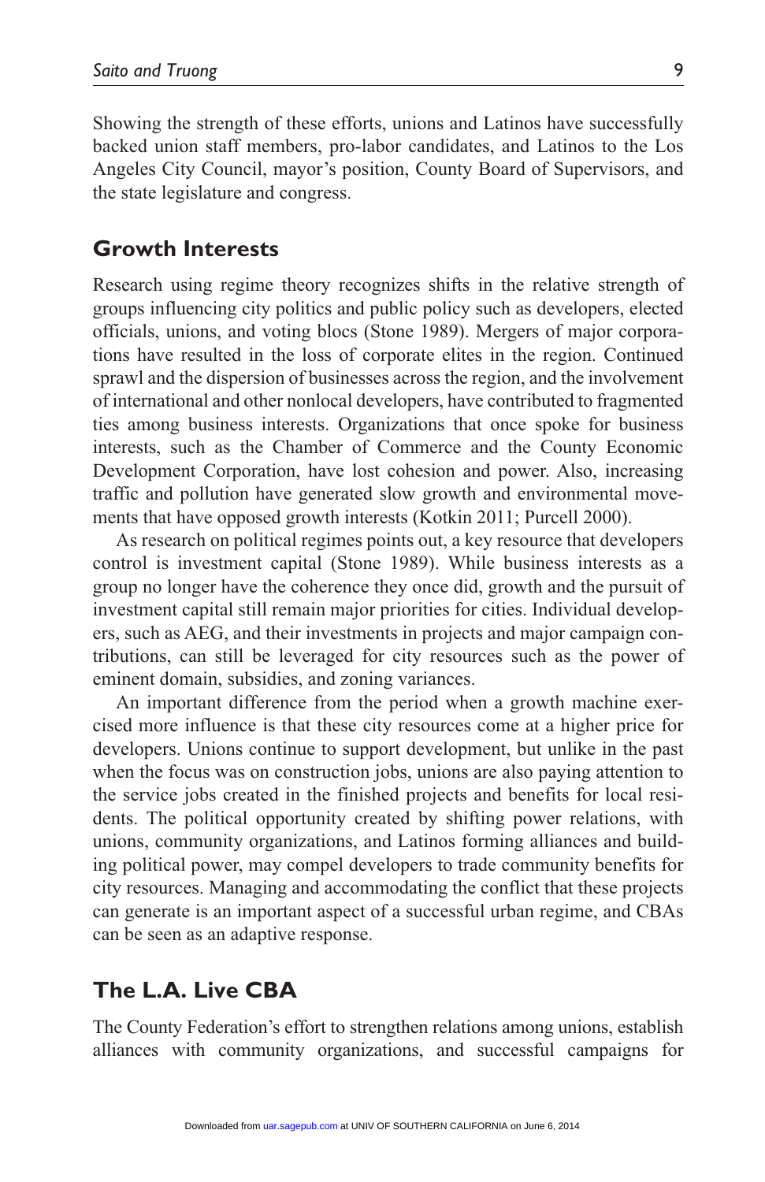Showing the strength of these efforts, unions and Latinos have successfully backed union staff members, pro-labor candidates, and Latinos to the Los Angeles City Council, mayor's position, County Board of Supervisors, and the state legislature and congress.

## Growth Interests

Research using regime theory recognizes shifts in the relative strength of groups influencing city politics and public policy such as developers, elected officials, unions, and voting blocs (Stone 1989). Mergers of major corporations have resulted in the loss of corporate elites in the region. Continued sprawl and the dispersion of businesses across the region, and the involvement of international and other nonlocal developers, have contributed to fragmented ties among business interests. Organizations that once spoke for business interests, such as the Chamber of Commerce and the County Economic Development Corporation, have lost cohesion and power. Also, increasing traffic and pollution have generated slow growth and environmental movements that have opposed growth interests (Kotkin 2011; Purcell 2000).

As research on political regimes points out, a key resource that developers control is investment capital (Stone 1989). While business interests as a group no longer have the coherence they once did, growth and the pursuit of investment capital still remain major priorities for cities. Individual developers, such as AEG, and their investments in projects and major campaign contributions, can still be leveraged for city resources such as the power of eminent domain, subsidies, and zoning variances.

An important difference from the period when a growth machine exercised more influence is that these city resources come at a higher price for developers. Unions continue to support development, but unlike in the past when the focus was on construction jobs, unions are also paying attention to the service jobs created in the finished projects and benefits for local residents. The political opportunity created by shifting power relations, with unions, community organizations, and Latinos forming alliances and building political power, may compel developers to trade community benefits for city resources. Managing and accommodating the conflict that these projects can generate is an important aspect of a successful urban regime, and CBAs can be seen as an adaptive response.

## The L.A. Live CBA

The County Federation's effort to strengthen relations among unions, establish alliances with community organizations, and successful campaigns for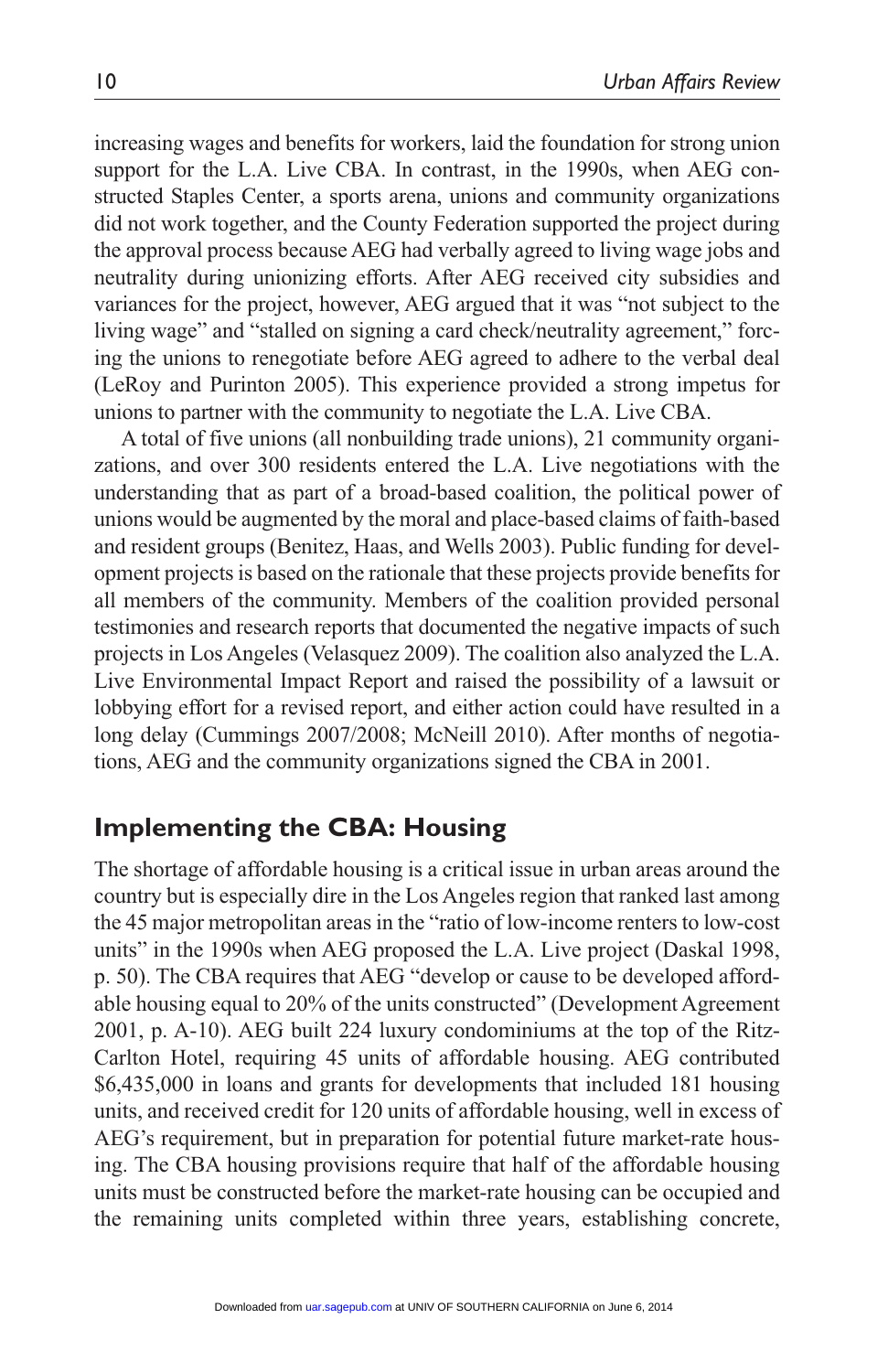increasing wages and benefits for workers, laid the foundation for strong union support for the L.A. Live CBA. In contrast, in the 1990s, when AEG constructed Staples Center, a sports arena, unions and community organizations did not work together, and the County Federation supported the project during the approval process because AEG had verbally agreed to living wage jobs and neutrality during unionizing efforts. After AEG received city subsidies and variances for the project, however, AEG argued that it was "not subject to the living wage" and "stalled on signing a card check/neutrality agreement," forcing the unions to renegotiate before AEG agreed to adhere to the verbal deal (LeRoy and Purinton 2005). This experience provided a strong impetus for unions to partner with the community to negotiate the L.A. Live CBA.

A total of five unions (all nonbuilding trade unions), 21 community organizations, and over 300 residents entered the L.A. Live negotiations with the understanding that as part of a broad-based coalition, the political power of unions would be augmented by the moral and place-based claims of faith-based and resident groups (Benitez, Haas, and Wells 2003). Public funding for development projects is based on the rationale that these projects provide benefits for all members of the community. Members of the coalition provided personal testimonies and research reports that documented the negative impacts of such projects in Los Angeles (Velasquez 2009). The coalition also analyzed the L.A. Live Environmental Impact Report and raised the possibility of a lawsuit or lobbying effort for a revised report, and either action could have resulted in a long delay (Cummings 2007/2008; McNeill 2010). After months of negotiations, AEG and the community organizations signed the CBA in 2001.

## Implementing the CBA: Housing

The shortage of affordable housing is a critical issue in urban areas around the country but is especially dire in the Los Angeles region that ranked last among the 45 major metropolitan areas in the "ratio of low-income renters to low-cost units" in the 1990s when AEG proposed the L.A. Live project (Daskal 1998, p. 50). The CBA requires that AEG "develop or cause to be developed affordable housing equal to 20% of the units constructed" (Development Agreement 2001, p. A-10). AEG built 224 luxury condominiums at the top of the Ritz-Carlton Hotel, requiring 45 units of affordable housing. AEG contributed $6,435,000 in loans and grants for developments that included 181 housing units, and received credit for 120 units of affordable housing, well in excess of AEG's requirement, but in preparation for potential future market-rate housing. The CBA housing provisions require that half of the affordable housing units must be constructed before the market-rate housing can be occupied and the remaining units completed within three years, establishing concrete,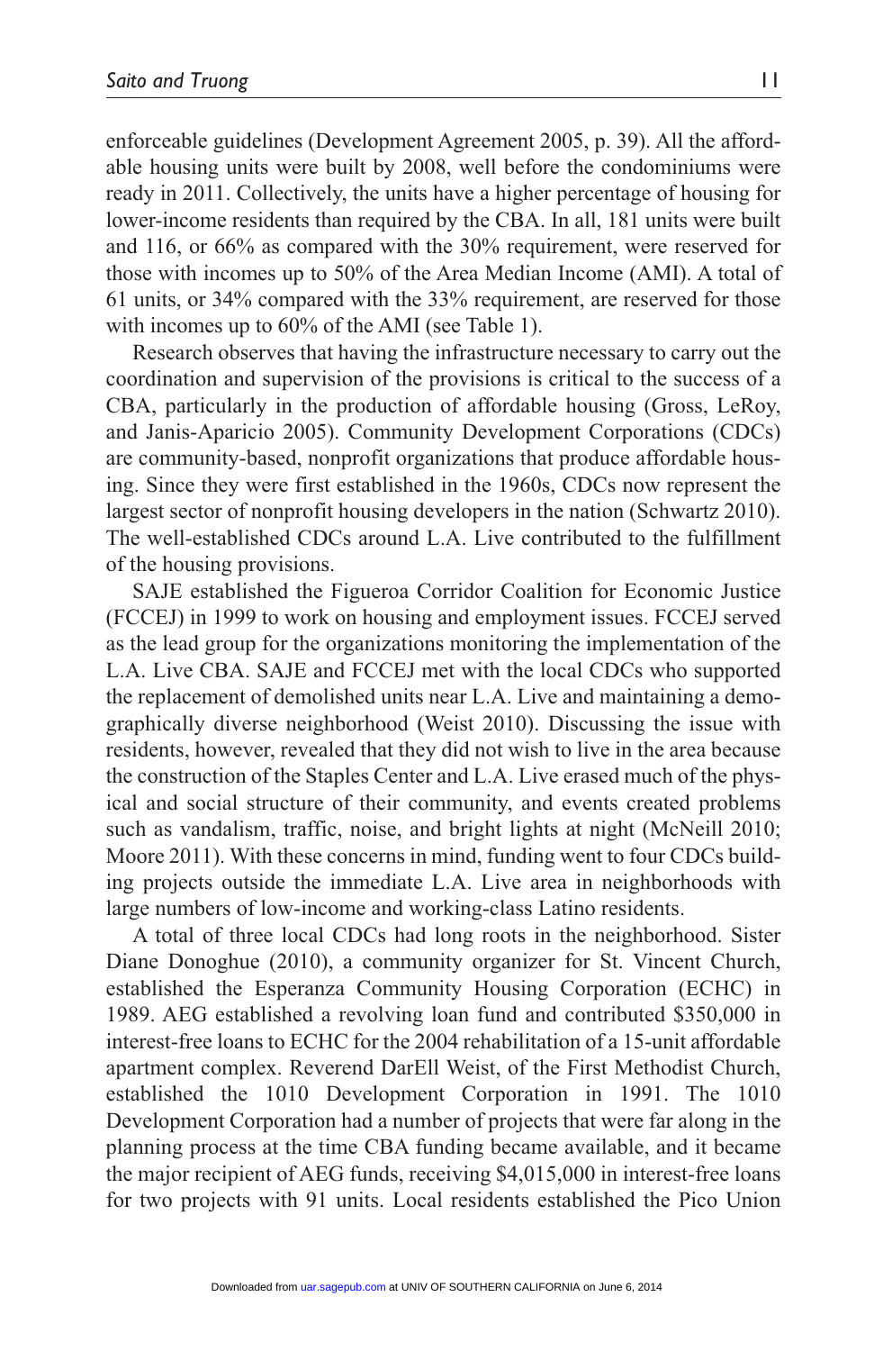enforceable guidelines (Development Agreement 2005, p. 39). All the affordable housing units were built by 2008, well before the condominiums were ready in 2011. Collectively, the units have a higher percentage of housing for lower-income residents than required by the CBA. In all, 181 units were built and 116, or 66% as compared with the 30% requirement, were reserved for those with incomes up to 50% of the Area Median Income (AMI). A total of 61 units, or 34% compared with the 33% requirement, are reserved for those with incomes up to 60% of the AMI (see Table 1).

Research observes that having the infrastructure necessary to carry out the coordination and supervision of the provisions is critical to the success of a CBA, particularly in the production of affordable housing (Gross, LeRoy, and Janis-Aparicio 2005). Community Development Corporations (CDCs) are community-based, nonprofit organizations that produce affordable housing. Since they were first established in the 1960s, CDCs now represent the largest sector of nonprofit housing developers in the nation (Schwartz 2010). The well-established CDCs around L.A. Live contributed to the fulfillment of the housing provisions.

SAJE established the Figueroa Corridor Coalition for Economic Justice (FCCEJ) in 1999 to work on housing and employment issues. FCCEJ served as the lead group for the organizations monitoring the implementation of the L.A. Live CBA. SAJE and FCCEJ met with the local CDCs who supported the replacement of demolished units near L.A. Live and maintaining a demographically diverse neighborhood (Weist 2010). Discussing the issue with residents, however, revealed that they did not wish to live in the area because the construction of the Staples Center and L.A. Live erased much of the physical and social structure of their community, and events created problems such as vandalism, traffic, noise, and bright lights at night (McNeill 2010; Moore 2011). With these concerns in mind, funding went to four CDCs building projects outside the immediate L.A. Live area in neighborhoods with large numbers of low-income and working-class Latino residents.

A total of three local CDCs had long roots in the neighborhood. Sister Diane Donoghue (2010), a community organizer for St. Vincent Church, established the Esperanza Community Housing Corporation (ECHC) in 1989. AEG established a revolving loan fund and contributed $350,000 in interest-free loans to ECHC for the 2004 rehabilitation of a 15-unit affordable apartment complex. Reverend DarEll Weist, of the First Methodist Church, established the 1010 Development Corporation in 1991. The 1010 Development Corporation had a number of projects that were far along in the planning process at the time CBA funding became available, and it became the major recipient of AEG funds, receiving $4,015,000 in interest-free loans for two projects with 91 units. Local residents established the Pico Union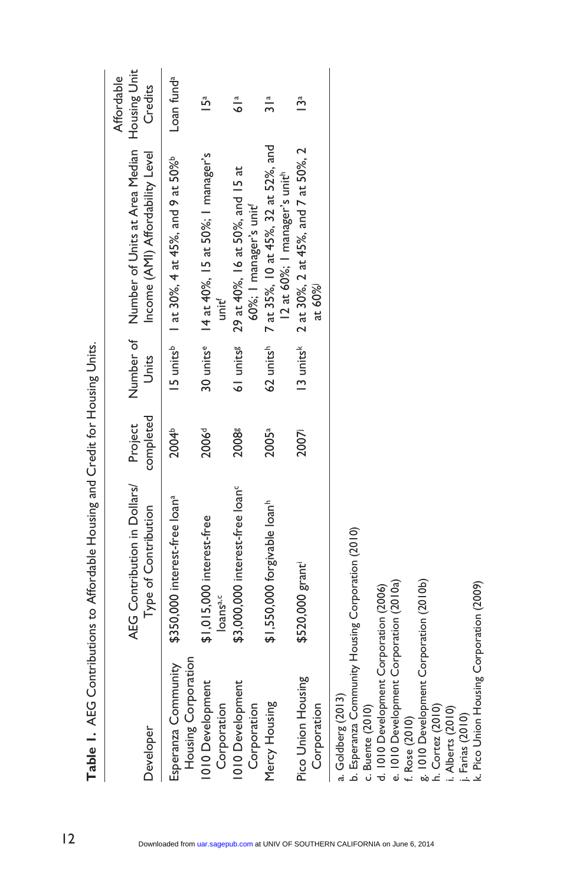**Table 1.** AEG Contributions to Affordable Housing and Credit for Housing Units.

| Developer | AEG Contribution in Dollars/ Type of Contribution | Project completed | Number of Units | Number of Units at Area Median Income (AMI) Affordability Level | Affordable Housing Unit Credits |
|---|---|---|---|---|---|
| Esperanza Community Housing Corporation | $350,000 interest-free loan[a] | 2004[b] | 15 units[b] | 1 at 30%, 4 at 45%, and 9 at 50%[b] | Loan fund[a] |
| 1010 Development Corporation | $1,015,000 interest-free loans[a,c] | 2006[d] | 30 units[e] | 14 at 40%, 15 at 50%; 1 manager's unit[f] | 15[a] |
| 1010 Development Corporation | $3,000,000 interest-free loan[c] | 2008[g] | 61 units[g] | 29 at 40%, 16 at 50%, and 15 at 60%; 1 manager's unit[f] | 61[a] |
| Mercy Housing | $1,550,000 forgivable loan[h] | 2005[a] | 62 units[h] | 7 at 35%, 10 at 45%, 32 at 52%, and 12 at 60%; 1 manager's unit[h] | 31[a] |
| Pico Union Housing Corporation | $520,000 grant[i] | 2007[j] | 13 units[k] | 2 at 30%, 2 at 45%, and 7 at 50%, 2 at 60%[j] | 13[a] |

a. Goldberg (2013)
b. Esperanza Community Housing Corporation (2010)
c. Buente (2010)
d. 1010 Development Corporation (2006)
e. 1010 Development Corporation (2010a)
f. Rose (2010)
g. 1010 Development Corporation (2010b)
h. Cortez (2010)
i. Alberts (2010)
j. Farias (2010)
k. Pico Union Housing Corporation (2009)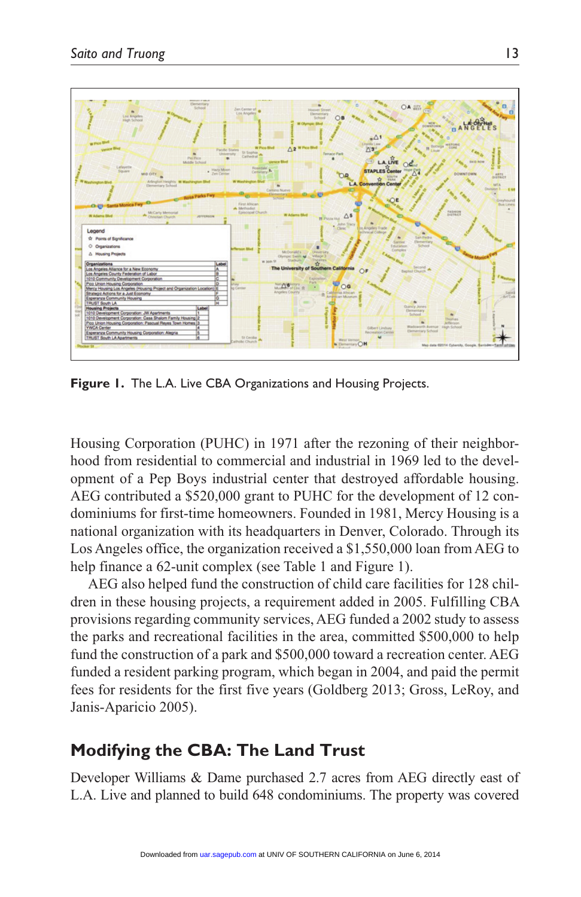Figure 1. The L.A. Live CBA Organizations and Housing Projects.

Housing Corporation (PUHC) in 1971 after the rezoning of their neighborhood from residential to commercial and industrial in 1969 led to the development of a Pep Boys industrial center that destroyed affordable housing. AEG contributed a $520,000 grant to PUHC for the development of 12 condominiums for first-time homeowners. Founded in 1981, Mercy Housing is a national organization with its headquarters in Denver, Colorado. Through its Los Angeles office, the organization received a $1,550,000 loan from AEG to help finance a 62-unit complex (see Table 1 and Figure 1).

AEG also helped fund the construction of child care facilities for 128 children in these housing projects, a requirement added in 2005. Fulfilling CBA provisions regarding community services, AEG funded a 2002 study to assess the parks and recreational facilities in the area, committed $500,000 to help fund the construction of a park and $500,000 toward a recreation center. AEG funded a resident parking program, which began in 2004, and paid the permit fees for residents for the first five years (Goldberg 2013; Gross, LeRoy, and Janis-Aparicio 2005).

## Modifying the CBA: The Land Trust

Developer Williams & Dame purchased 2.7 acres from AEG directly east of L.A. Live and planned to build 648 condominiums. The property was covered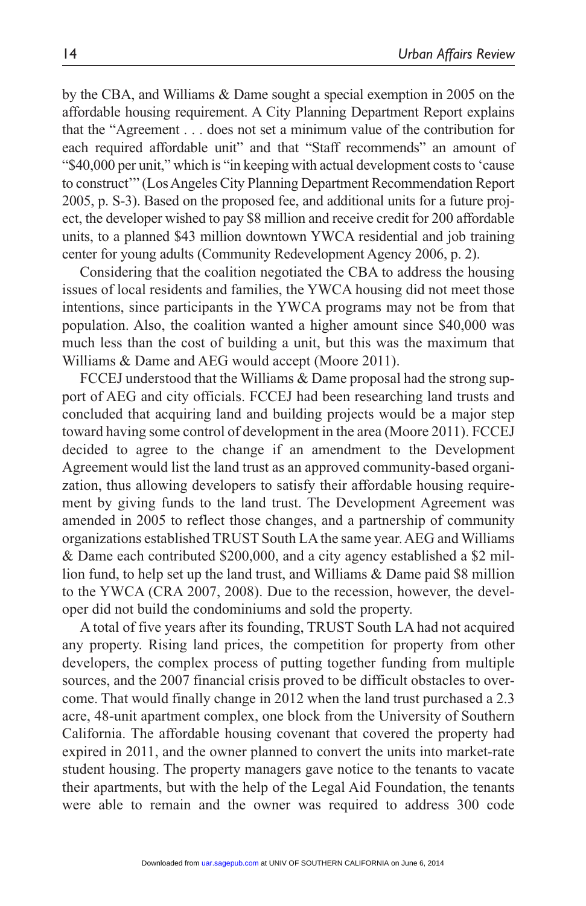by the CBA, and Williams & Dame sought a special exemption in 2005 on the affordable housing requirement. A City Planning Department Report explains that the "Agreement . . . does not set a minimum value of the contribution for each required affordable unit" and that "Staff recommends" an amount of "$40,000 per unit," which is "in keeping with actual development costs to 'cause to construct'" (Los Angeles City Planning Department Recommendation Report 2005, p. S-3). Based on the proposed fee, and additional units for a future project, the developer wished to pay $8 million and receive credit for 200 affordable units, to a planned $43 million downtown YWCA residential and job training center for young adults (Community Redevelopment Agency 2006, p. 2).

Considering that the coalition negotiated the CBA to address the housing issues of local residents and families, the YWCA housing did not meet those intentions, since participants in the YWCA programs may not be from that population. Also, the coalition wanted a higher amount since $40,000 was much less than the cost of building a unit, but this was the maximum that Williams & Dame and AEG would accept (Moore 2011).

FCCEJ understood that the Williams & Dame proposal had the strong support of AEG and city officials. FCCEJ had been researching land trusts and concluded that acquiring land and building projects would be a major step toward having some control of development in the area (Moore 2011). FCCEJ decided to agree to the change if an amendment to the Development Agreement would list the land trust as an approved community-based organization, thus allowing developers to satisfy their affordable housing requirement by giving funds to the land trust. The Development Agreement was amended in 2005 to reflect those changes, and a partnership of community organizations established TRUST South LA the same year. AEG and Williams & Dame each contributed $200,000, and a city agency established a $2 million fund, to help set up the land trust, and Williams & Dame paid $8 million to the YWCA (CRA 2007, 2008). Due to the recession, however, the developer did not build the condominiums and sold the property.

A total of five years after its founding, TRUST South LA had not acquired any property. Rising land prices, the competition for property from other developers, the complex process of putting together funding from multiple sources, and the 2007 financial crisis proved to be difficult obstacles to overcome. That would finally change in 2012 when the land trust purchased a 2.3 acre, 48-unit apartment complex, one block from the University of Southern California. The affordable housing covenant that covered the property had expired in 2011, and the owner planned to convert the units into market-rate student housing. The property managers gave notice to the tenants to vacate their apartments, but with the help of the Legal Aid Foundation, the tenants were able to remain and the owner was required to address 300 code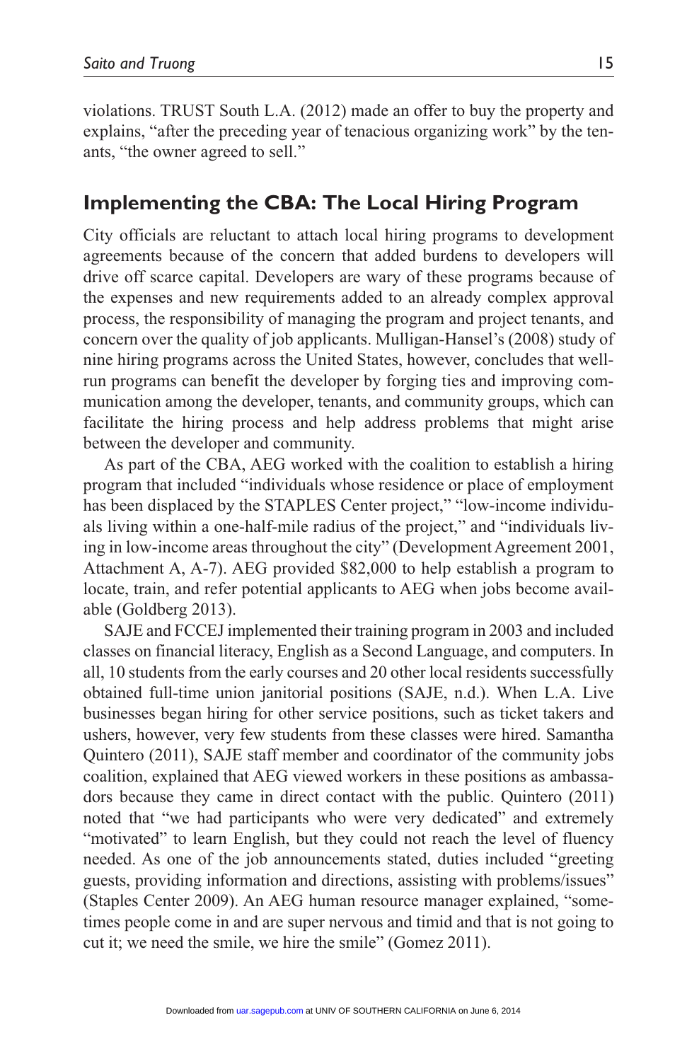violations. TRUST South L.A. (2012) made an offer to buy the property and explains, "after the preceding year of tenacious organizing work" by the tenants, "the owner agreed to sell."

## Implementing the CBA: The Local Hiring Program

City officials are reluctant to attach local hiring programs to development agreements because of the concern that added burdens to developers will drive off scarce capital. Developers are wary of these programs because of the expenses and new requirements added to an already complex approval process, the responsibility of managing the program and project tenants, and concern over the quality of job applicants. Mulligan-Hansel's (2008) study of nine hiring programs across the United States, however, concludes that well-run programs can benefit the developer by forging ties and improving communication among the developer, tenants, and community groups, which can facilitate the hiring process and help address problems that might arise between the developer and community.

As part of the CBA, AEG worked with the coalition to establish a hiring program that included "individuals whose residence or place of employment has been displaced by the STAPLES Center project," "low-income individuals living within a one-half-mile radius of the project," and "individuals living in low-income areas throughout the city" (Development Agreement 2001, Attachment A, A-7). AEG provided $82,000 to help establish a program to locate, train, and refer potential applicants to AEG when jobs become available (Goldberg 2013).

SAJE and FCCEJ implemented their training program in 2003 and included classes on financial literacy, English as a Second Language, and computers. In all, 10 students from the early courses and 20 other local residents successfully obtained full-time union janitorial positions (SAJE, n.d.). When L.A. Live businesses began hiring for other service positions, such as ticket takers and ushers, however, very few students from these classes were hired. Samantha Quintero (2011), SAJE staff member and coordinator of the community jobs coalition, explained that AEG viewed workers in these positions as ambassadors because they came in direct contact with the public. Quintero (2011) noted that "we had participants who were very dedicated" and extremely "motivated" to learn English, but they could not reach the level of fluency needed. As one of the job announcements stated, duties included "greeting guests, providing information and directions, assisting with problems/issues" (Staples Center 2009). An AEG human resource manager explained, "sometimes people come in and are super nervous and timid and that is not going to cut it; we need the smile, we hire the smile" (Gomez 2011).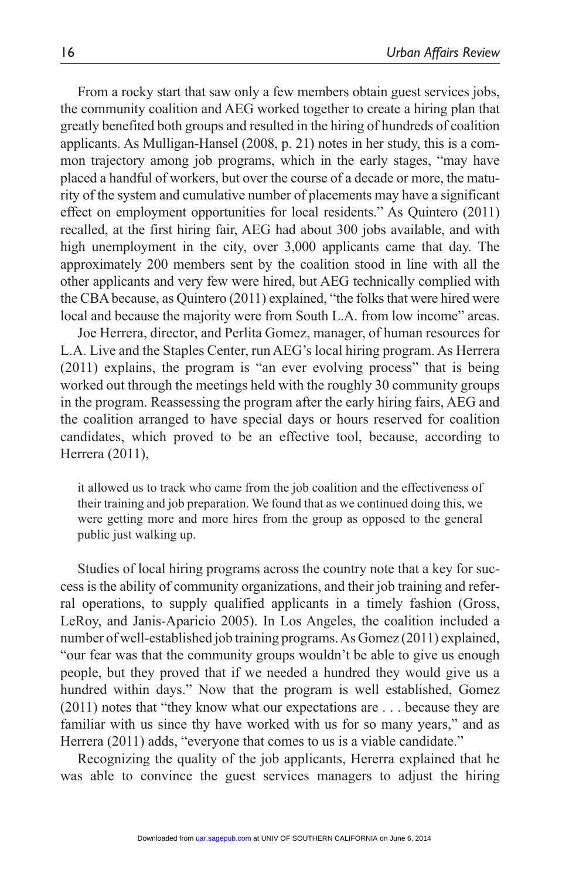From a rocky start that saw only a few members obtain guest services jobs, the community coalition and AEG worked together to create a hiring plan that greatly benefited both groups and resulted in the hiring of hundreds of coalition applicants. As Mulligan-Hansel (2008, p. 21) notes in her study, this is a common trajectory among job programs, which in the early stages, "may have placed a handful of workers, but over the course of a decade or more, the maturity of the system and cumulative number of placements may have a significant effect on employment opportunities for local residents." As Quintero (2011) recalled, at the first hiring fair, AEG had about 300 jobs available, and with high unemployment in the city, over 3,000 applicants came that day. The approximately 200 members sent by the coalition stood in line with all the other applicants and very few were hired, but AEG technically complied with the CBA because, as Quintero (2011) explained, "the folks that were hired were local and because the majority were from South L.A. from low income" areas.

Joe Herrera, director, and Perlita Gomez, manager, of human resources for L.A. Live and the Staples Center, run AEG's local hiring program. As Herrera (2011) explains, the program is "an ever evolving process" that is being worked out through the meetings held with the roughly 30 community groups in the program. Reassessing the program after the early hiring fairs, AEG and the coalition arranged to have special days or hours reserved for coalition candidates, which proved to be an effective tool, because, according to Herrera (2011),

> it allowed us to track who came from the job coalition and the effectiveness of their training and job preparation. We found that as we continued doing this, we were getting more and more hires from the group as opposed to the general public just walking up.

Studies of local hiring programs across the country note that a key for success is the ability of community organizations, and their job training and referral operations, to supply qualified applicants in a timely fashion (Gross, LeRoy, and Janis-Aparicio 2005). In Los Angeles, the coalition included a number of well-established job training programs. As Gomez (2011) explained, "our fear was that the community groups wouldn't be able to give us enough people, but they proved that if we needed a hundred they would give us a hundred within days." Now that the program is well established, Gomez (2011) notes that "they know what our expectations are . . . because they are familiar with us since thy have worked with us for so many years," and as Herrera (2011) adds, "everyone that comes to us is a viable candidate."

Recognizing the quality of the job applicants, Hererra explained that he was able to convince the guest services managers to adjust the hiring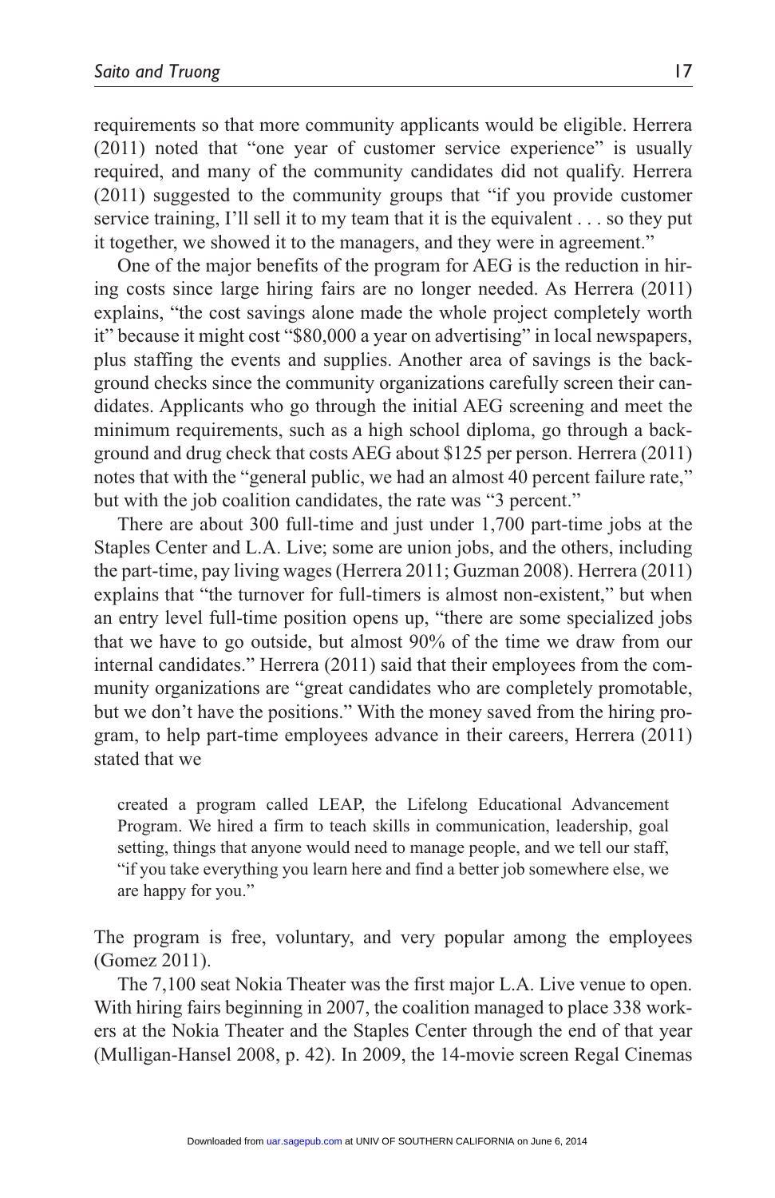requirements so that more community applicants would be eligible. Herrera (2011) noted that "one year of customer service experience" is usually required, and many of the community candidates did not qualify. Herrera (2011) suggested to the community groups that "if you provide customer service training, I'll sell it to my team that it is the equivalent . . . so they put it together, we showed it to the managers, and they were in agreement."

One of the major benefits of the program for AEG is the reduction in hiring costs since large hiring fairs are no longer needed. As Herrera (2011) explains, "the cost savings alone made the whole project completely worth it" because it might cost "$80,000 a year on advertising" in local newspapers, plus staffing the events and supplies. Another area of savings is the background checks since the community organizations carefully screen their candidates. Applicants who go through the initial AEG screening and meet the minimum requirements, such as a high school diploma, go through a background and drug check that costs AEG about $125 per person. Herrera (2011) notes that with the "general public, we had an almost 40 percent failure rate," but with the job coalition candidates, the rate was "3 percent."

There are about 300 full-time and just under 1,700 part-time jobs at the Staples Center and L.A. Live; some are union jobs, and the others, including the part-time, pay living wages (Herrera 2011; Guzman 2008). Herrera (2011) explains that "the turnover for full-timers is almost non-existent," but when an entry level full-time position opens up, "there are some specialized jobs that we have to go outside, but almost 90% of the time we draw from our internal candidates." Herrera (2011) said that their employees from the community organizations are "great candidates who are completely promotable, but we don't have the positions." With the money saved from the hiring program, to help part-time employees advance in their careers, Herrera (2011) stated that we

> created a program called LEAP, the Lifelong Educational Advancement Program. We hired a firm to teach skills in communication, leadership, goal setting, things that anyone would need to manage people, and we tell our staff, "if you take everything you learn here and find a better job somewhere else, we are happy for you."

The program is free, voluntary, and very popular among the employees (Gomez 2011).

The 7,100 seat Nokia Theater was the first major L.A. Live venue to open. With hiring fairs beginning in 2007, the coalition managed to place 338 workers at the Nokia Theater and the Staples Center through the end of that year (Mulligan-Hansel 2008, p. 42). In 2009, the 14-movie screen Regal Cinemas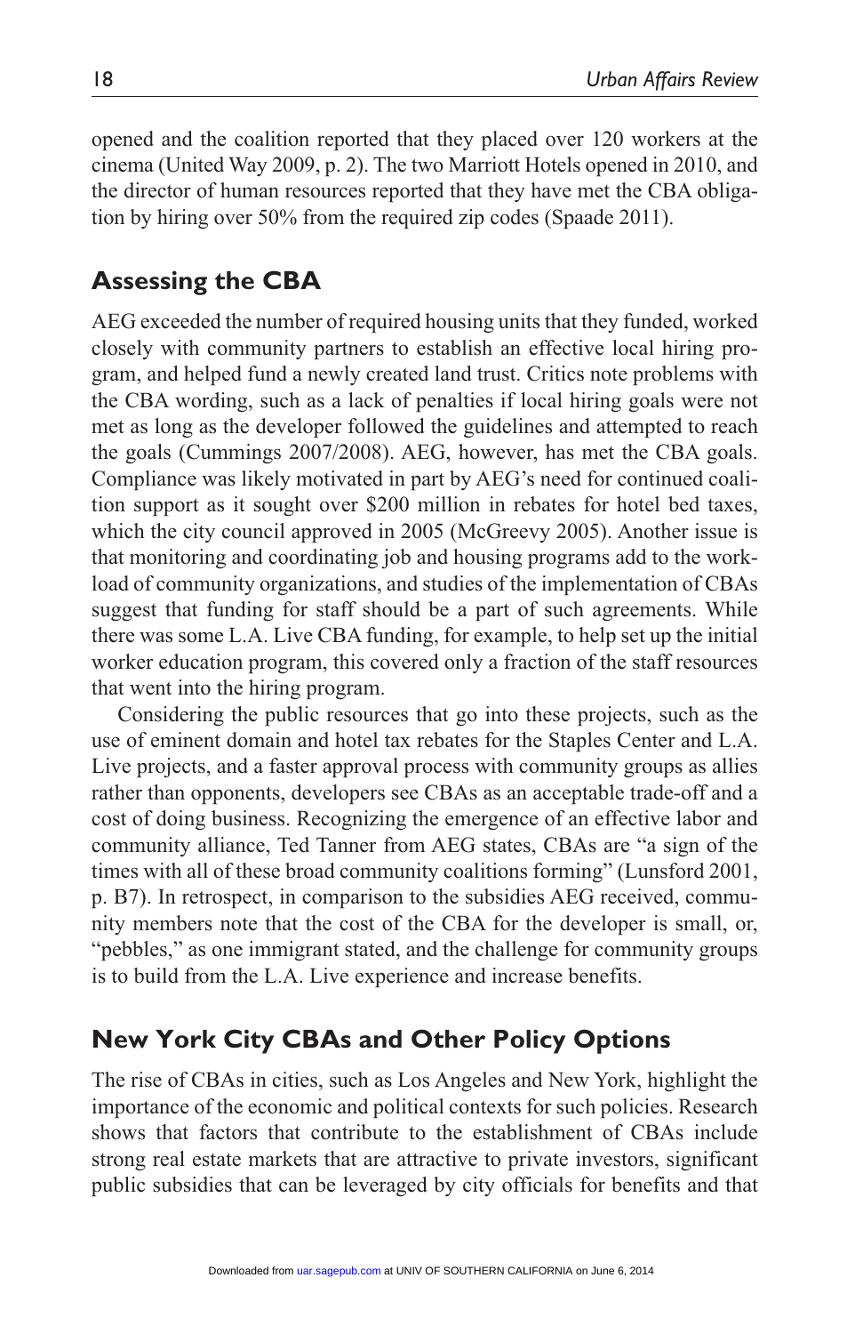opened and the coalition reported that they placed over 120 workers at the cinema (United Way 2009, p. 2). The two Marriott Hotels opened in 2010, and the director of human resources reported that they have met the CBA obligation by hiring over 50% from the required zip codes (Spaade 2011).

## Assessing the CBA

AEG exceeded the number of required housing units that they funded, worked closely with community partners to establish an effective local hiring program, and helped fund a newly created land trust. Critics note problems with the CBA wording, such as a lack of penalties if local hiring goals were not met as long as the developer followed the guidelines and attempted to reach the goals (Cummings 2007/2008). AEG, however, has met the CBA goals. Compliance was likely motivated in part by AEG's need for continued coalition support as it sought over $200 million in rebates for hotel bed taxes, which the city council approved in 2005 (McGreevy 2005). Another issue is that monitoring and coordinating job and housing programs add to the workload of community organizations, and studies of the implementation of CBAs suggest that funding for staff should be a part of such agreements. While there was some L.A. Live CBA funding, for example, to help set up the initial worker education program, this covered only a fraction of the staff resources that went into the hiring program.

Considering the public resources that go into these projects, such as the use of eminent domain and hotel tax rebates for the Staples Center and L.A. Live projects, and a faster approval process with community groups as allies rather than opponents, developers see CBAs as an acceptable trade-off and a cost of doing business. Recognizing the emergence of an effective labor and community alliance, Ted Tanner from AEG states, CBAs are "a sign of the times with all of these broad community coalitions forming" (Lunsford 2001, p. B7). In retrospect, in comparison to the subsidies AEG received, community members note that the cost of the CBA for the developer is small, or, "pebbles," as one immigrant stated, and the challenge for community groups is to build from the L.A. Live experience and increase benefits.

## New York City CBAs and Other Policy Options

The rise of CBAs in cities, such as Los Angeles and New York, highlight the importance of the economic and political contexts for such policies. Research shows that factors that contribute to the establishment of CBAs include strong real estate markets that are attractive to private investors, significant public subsidies that can be leveraged by city officials for benefits and that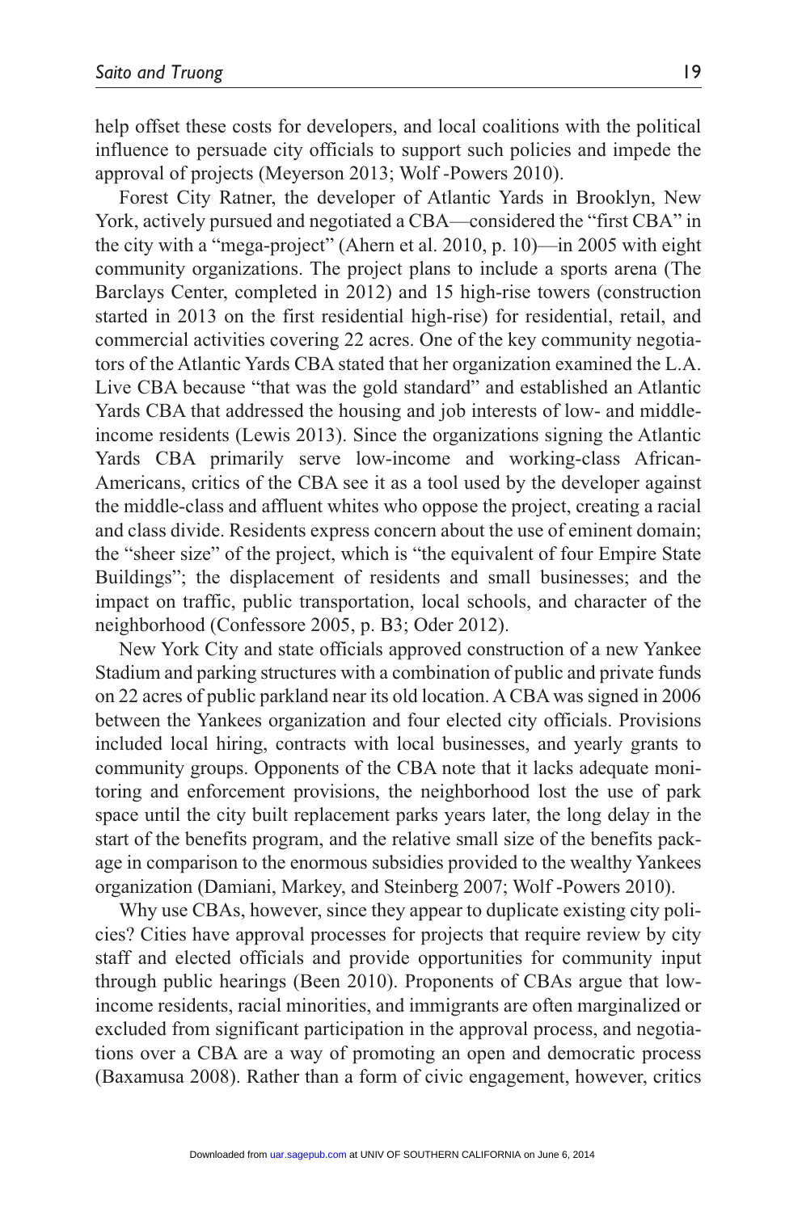help offset these costs for developers, and local coalitions with the political influence to persuade city officials to support such policies and impede the approval of projects (Meyerson 2013; Wolf -Powers 2010).

Forest City Ratner, the developer of Atlantic Yards in Brooklyn, New York, actively pursued and negotiated a CBA—considered the "first CBA" in the city with a "mega-project" (Ahern et al. 2010, p. 10)—in 2005 with eight community organizations. The project plans to include a sports arena (The Barclays Center, completed in 2012) and 15 high-rise towers (construction started in 2013 on the first residential high-rise) for residential, retail, and commercial activities covering 22 acres. One of the key community negotiators of the Atlantic Yards CBA stated that her organization examined the L.A. Live CBA because "that was the gold standard" and established an Atlantic Yards CBA that addressed the housing and job interests of low- and middle-income residents (Lewis 2013). Since the organizations signing the Atlantic Yards CBA primarily serve low-income and working-class African-Americans, critics of the CBA see it as a tool used by the developer against the middle-class and affluent whites who oppose the project, creating a racial and class divide. Residents express concern about the use of eminent domain; the "sheer size" of the project, which is "the equivalent of four Empire State Buildings"; the displacement of residents and small businesses; and the impact on traffic, public transportation, local schools, and character of the neighborhood (Confessore 2005, p. B3; Oder 2012).

New York City and state officials approved construction of a new Yankee Stadium and parking structures with a combination of public and private funds on 22 acres of public parkland near its old location. A CBA was signed in 2006 between the Yankees organization and four elected city officials. Provisions included local hiring, contracts with local businesses, and yearly grants to community groups. Opponents of the CBA note that it lacks adequate monitoring and enforcement provisions, the neighborhood lost the use of park space until the city built replacement parks years later, the long delay in the start of the benefits program, and the relative small size of the benefits package in comparison to the enormous subsidies provided to the wealthy Yankees organization (Damiani, Markey, and Steinberg 2007; Wolf -Powers 2010).

Why use CBAs, however, since they appear to duplicate existing city policies? Cities have approval processes for projects that require review by city staff and elected officials and provide opportunities for community input through public hearings (Been 2010). Proponents of CBAs argue that low-income residents, racial minorities, and immigrants are often marginalized or excluded from significant participation in the approval process, and negotiations over a CBA are a way of promoting an open and democratic process (Baxamusa 2008). Rather than a form of civic engagement, however, critics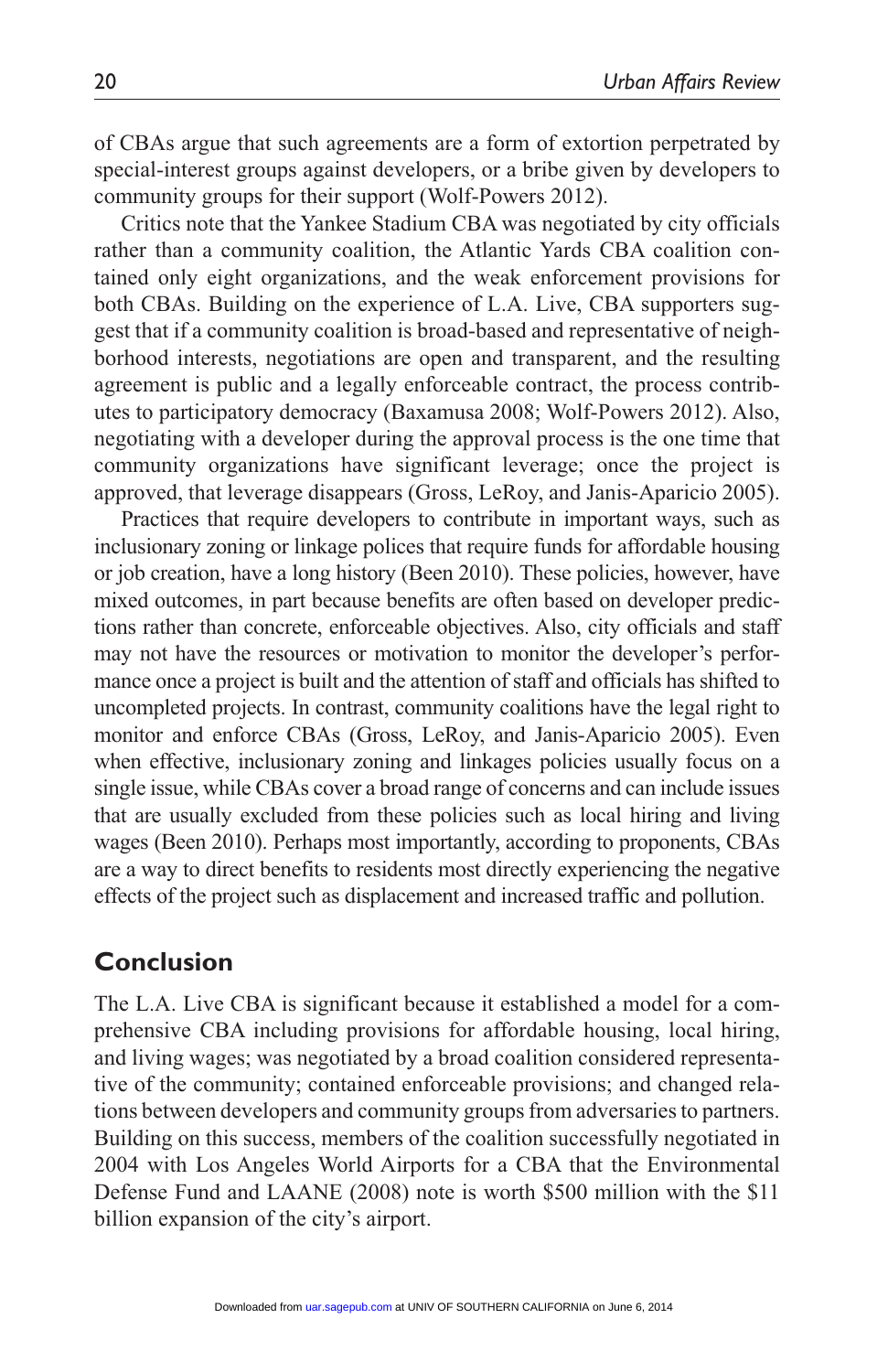of CBAs argue that such agreements are a form of extortion perpetrated by special-interest groups against developers, or a bribe given by developers to community groups for their support (Wolf-Powers 2012).

Critics note that the Yankee Stadium CBA was negotiated by city officials rather than a community coalition, the Atlantic Yards CBA coalition contained only eight organizations, and the weak enforcement provisions for both CBAs. Building on the experience of L.A. Live, CBA supporters suggest that if a community coalition is broad-based and representative of neighborhood interests, negotiations are open and transparent, and the resulting agreement is public and a legally enforceable contract, the process contributes to participatory democracy (Baxamusa 2008; Wolf-Powers 2012). Also, negotiating with a developer during the approval process is the one time that community organizations have significant leverage; once the project is approved, that leverage disappears (Gross, LeRoy, and Janis-Aparicio 2005).

Practices that require developers to contribute in important ways, such as inclusionary zoning or linkage polices that require funds for affordable housing or job creation, have a long history (Been 2010). These policies, however, have mixed outcomes, in part because benefits are often based on developer predictions rather than concrete, enforceable objectives. Also, city officials and staff may not have the resources or motivation to monitor the developer's performance once a project is built and the attention of staff and officials has shifted to uncompleted projects. In contrast, community coalitions have the legal right to monitor and enforce CBAs (Gross, LeRoy, and Janis-Aparicio 2005). Even when effective, inclusionary zoning and linkages policies usually focus on a single issue, while CBAs cover a broad range of concerns and can include issues that are usually excluded from these policies such as local hiring and living wages (Been 2010). Perhaps most importantly, according to proponents, CBAs are a way to direct benefits to residents most directly experiencing the negative effects of the project such as displacement and increased traffic and pollution.

## Conclusion

The L.A. Live CBA is significant because it established a model for a comprehensive CBA including provisions for affordable housing, local hiring, and living wages; was negotiated by a broad coalition considered representative of the community; contained enforceable provisions; and changed relations between developers and community groups from adversaries to partners. Building on this success, members of the coalition successfully negotiated in 2004 with Los Angeles World Airports for a CBA that the Environmental Defense Fund and LAANE (2008) note is worth $500 million with the $11 billion expansion of the city's airport.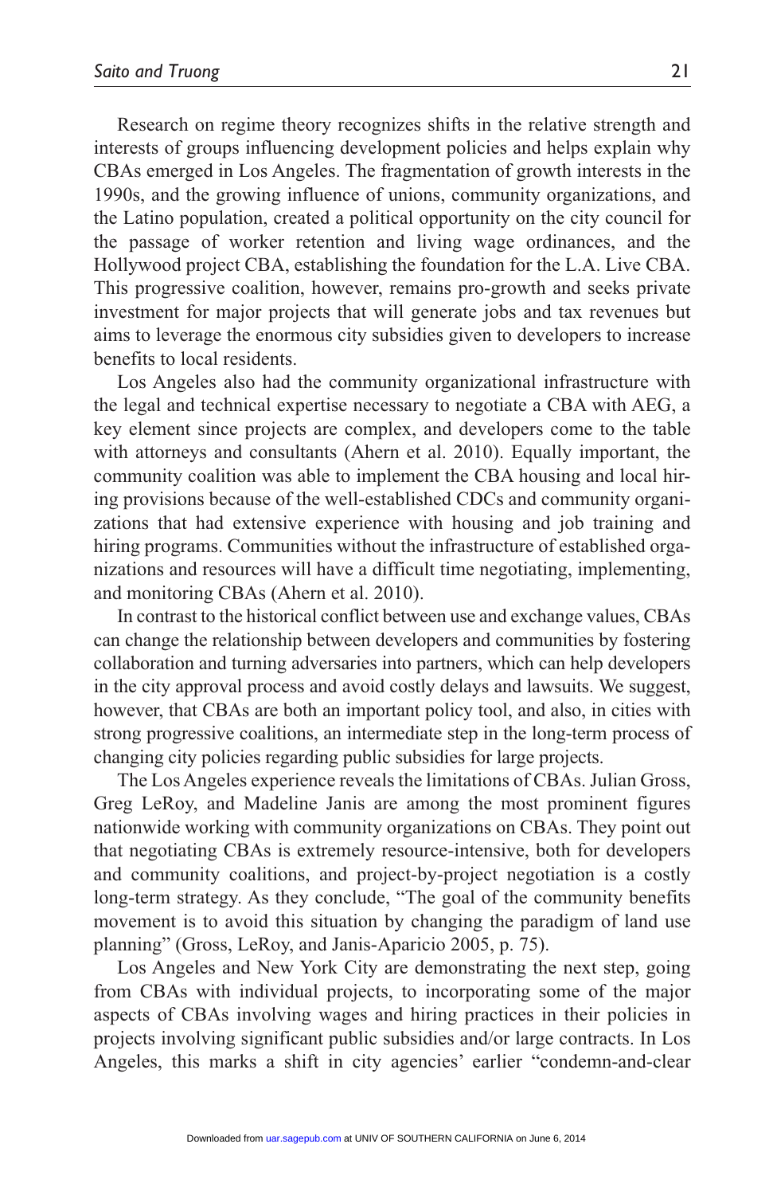Research on regime theory recognizes shifts in the relative strength and interests of groups influencing development policies and helps explain why CBAs emerged in Los Angeles. The fragmentation of growth interests in the 1990s, and the growing influence of unions, community organizations, and the Latino population, created a political opportunity on the city council for the passage of worker retention and living wage ordinances, and the Hollywood project CBA, establishing the foundation for the L.A. Live CBA. This progressive coalition, however, remains pro-growth and seeks private investment for major projects that will generate jobs and tax revenues but aims to leverage the enormous city subsidies given to developers to increase benefits to local residents.

Los Angeles also had the community organizational infrastructure with the legal and technical expertise necessary to negotiate a CBA with AEG, a key element since projects are complex, and developers come to the table with attorneys and consultants (Ahern et al. 2010). Equally important, the community coalition was able to implement the CBA housing and local hiring provisions because of the well-established CDCs and community organizations that had extensive experience with housing and job training and hiring programs. Communities without the infrastructure of established organizations and resources will have a difficult time negotiating, implementing, and monitoring CBAs (Ahern et al. 2010).

In contrast to the historical conflict between use and exchange values, CBAs can change the relationship between developers and communities by fostering collaboration and turning adversaries into partners, which can help developers in the city approval process and avoid costly delays and lawsuits. We suggest, however, that CBAs are both an important policy tool, and also, in cities with strong progressive coalitions, an intermediate step in the long-term process of changing city policies regarding public subsidies for large projects.

The Los Angeles experience reveals the limitations of CBAs. Julian Gross, Greg LeRoy, and Madeline Janis are among the most prominent figures nationwide working with community organizations on CBAs. They point out that negotiating CBAs is extremely resource-intensive, both for developers and community coalitions, and project-by-project negotiation is a costly long-term strategy. As they conclude, "The goal of the community benefits movement is to avoid this situation by changing the paradigm of land use planning" (Gross, LeRoy, and Janis-Aparicio 2005, p. 75).

Los Angeles and New York City are demonstrating the next step, going from CBAs with individual projects, to incorporating some of the major aspects of CBAs involving wages and hiring practices in their policies in projects involving significant public subsidies and/or large contracts. In Los Angeles, this marks a shift in city agencies' earlier "condemn-and-clear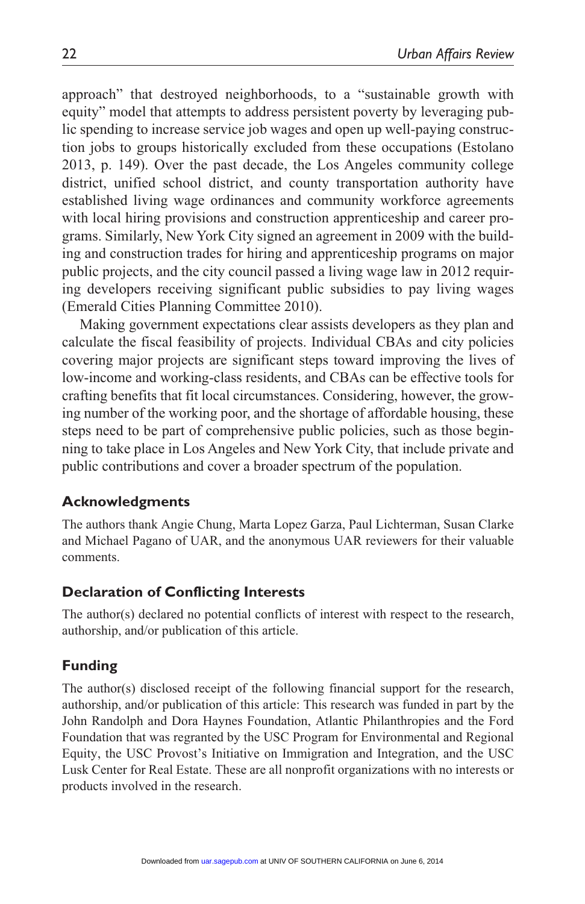approach" that destroyed neighborhoods, to a "sustainable growth with equity" model that attempts to address persistent poverty by leveraging public spending to increase service job wages and open up well-paying construction jobs to groups historically excluded from these occupations (Estolano 2013, p. 149). Over the past decade, the Los Angeles community college district, unified school district, and county transportation authority have established living wage ordinances and community workforce agreements with local hiring provisions and construction apprenticeship and career programs. Similarly, New York City signed an agreement in 2009 with the building and construction trades for hiring and apprenticeship programs on major public projects, and the city council passed a living wage law in 2012 requiring developers receiving significant public subsidies to pay living wages (Emerald Cities Planning Committee 2010).

Making government expectations clear assists developers as they plan and calculate the fiscal feasibility of projects. Individual CBAs and city policies covering major projects are significant steps toward improving the lives of low-income and working-class residents, and CBAs can be effective tools for crafting benefits that fit local circumstances. Considering, however, the growing number of the working poor, and the shortage of affordable housing, these steps need to be part of comprehensive public policies, such as those beginning to take place in Los Angeles and New York City, that include private and public contributions and cover a broader spectrum of the population.

## Acknowledgments

The authors thank Angie Chung, Marta Lopez Garza, Paul Lichterman, Susan Clarke and Michael Pagano of UAR, and the anonymous UAR reviewers for their valuable comments.

## Declaration of Conflicting Interests

The author(s) declared no potential conflicts of interest with respect to the research, authorship, and/or publication of this article.

## Funding

The author(s) disclosed receipt of the following financial support for the research, authorship, and/or publication of this article: This research was funded in part by the John Randolph and Dora Haynes Foundation, Atlantic Philanthropies and the Ford Foundation that was regranted by the USC Program for Environmental and Regional Equity, the USC Provost's Initiative on Immigration and Integration, and the USC Lusk Center for Real Estate. These are all nonprofit organizations with no interests or products involved in the research.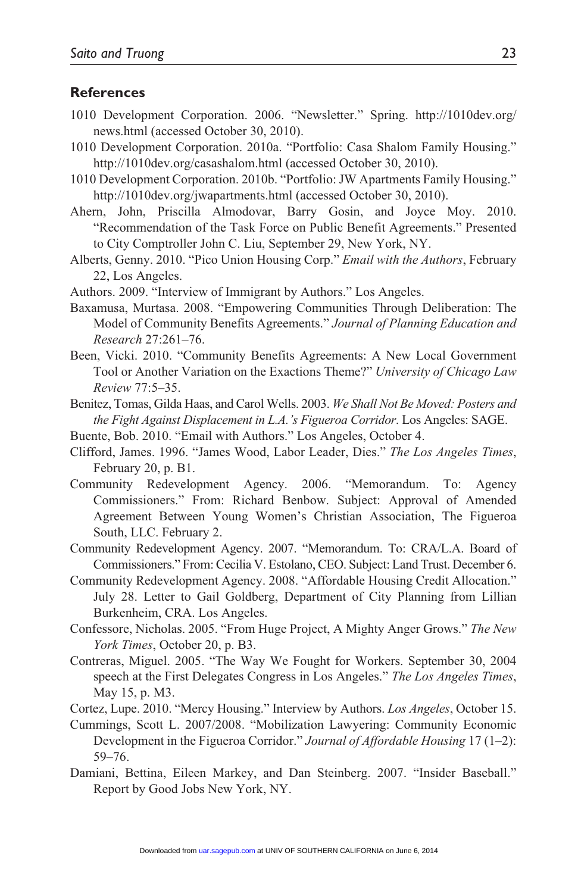## References

1010 Development Corporation. 2006. "Newsletter." Spring. http://1010dev.org/news.html (accessed October 30, 2010).

1010 Development Corporation. 2010a. "Portfolio: Casa Shalom Family Housing." http://1010dev.org/casashalom.html (accessed October 30, 2010).

1010 Development Corporation. 2010b. "Portfolio: JW Apartments Family Housing." http://1010dev.org/jwapartments.html (accessed October 30, 2010).

Ahern, John, Priscilla Almodovar, Barry Gosin, and Joyce Moy. 2010. "Recommendation of the Task Force on Public Benefit Agreements." Presented to City Comptroller John C. Liu, September 29, New York, NY.

Alberts, Genny. 2010. "Pico Union Housing Corp." *Email with the Authors*, February 22, Los Angeles.

Authors. 2009. "Interview of Immigrant by Authors." Los Angeles.

Baxamusa, Murtasa. 2008. "Empowering Communities Through Deliberation: The Model of Community Benefits Agreements." *Journal of Planning Education and Research* 27:261–76.

Been, Vicki. 2010. "Community Benefits Agreements: A New Local Government Tool or Another Variation on the Exactions Theme?" *University of Chicago Law Review* 77:5–35.

Benitez, Tomas, Gilda Haas, and Carol Wells. 2003. *We Shall Not Be Moved: Posters and the Fight Against Displacement in L.A.'s Figueroa Corridor*. Los Angeles: SAGE.

Buente, Bob. 2010. "Email with Authors." Los Angeles, October 4.

Clifford, James. 1996. "James Wood, Labor Leader, Dies." *The Los Angeles Times*, February 20, p. B1.

Community Redevelopment Agency. 2006. "Memorandum. To: Agency Commissioners." From: Richard Benbow. Subject: Approval of Amended Agreement Between Young Women's Christian Association, The Figueroa South, LLC. February 2.

Community Redevelopment Agency. 2007. "Memorandum. To: CRA/L.A. Board of Commissioners." From: Cecilia V. Estolano, CEO. Subject: Land Trust. December 6.

Community Redevelopment Agency. 2008. "Affordable Housing Credit Allocation." July 28. Letter to Gail Goldberg, Department of City Planning from Lillian Burkenheim, CRA. Los Angeles.

Confessore, Nicholas. 2005. "From Huge Project, A Mighty Anger Grows." *The New York Times*, October 20, p. B3.

Contreras, Miguel. 2005. "The Way We Fought for Workers. September 30, 2004 speech at the First Delegates Congress in Los Angeles." *The Los Angeles Times*, May 15, p. M3.

Cortez, Lupe. 2010. "Mercy Housing." Interview by Authors. *Los Angeles*, October 15.

Cummings, Scott L. 2007/2008. "Mobilization Lawyering: Community Economic Development in the Figueroa Corridor." *Journal of Affordable Housing* 17 (1–2): 59–76.

Damiani, Bettina, Eileen Markey, and Dan Steinberg. 2007. "Insider Baseball." Report by Good Jobs New York, NY.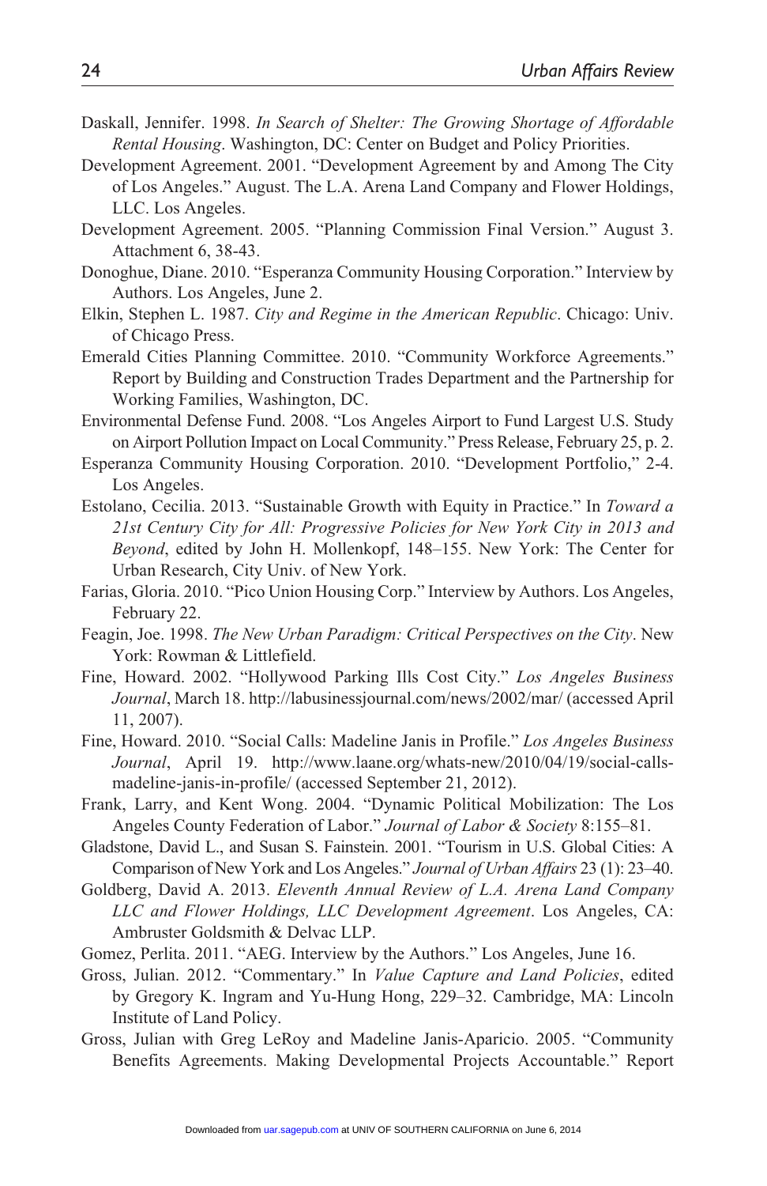Daskall, Jennifer. 1998. *In Search of Shelter: The Growing Shortage of Affordable Rental Housing*. Washington, DC: Center on Budget and Policy Priorities.

Development Agreement. 2001. "Development Agreement by and Among The City of Los Angeles." August. The L.A. Arena Land Company and Flower Holdings, LLC. Los Angeles.

Development Agreement. 2005. "Planning Commission Final Version." August 3. Attachment 6, 38-43.

Donoghue, Diane. 2010. "Esperanza Community Housing Corporation." Interview by Authors. Los Angeles, June 2.

Elkin, Stephen L. 1987. *City and Regime in the American Republic*. Chicago: Univ. of Chicago Press.

Emerald Cities Planning Committee. 2010. "Community Workforce Agreements." Report by Building and Construction Trades Department and the Partnership for Working Families, Washington, DC.

Environmental Defense Fund. 2008. "Los Angeles Airport to Fund Largest U.S. Study on Airport Pollution Impact on Local Community." Press Release, February 25, p. 2.

Esperanza Community Housing Corporation. 2010. "Development Portfolio," 2-4. Los Angeles.

Estolano, Cecilia. 2013. "Sustainable Growth with Equity in Practice." In *Toward a 21st Century City for All: Progressive Policies for New York City in 2013 and Beyond*, edited by John H. Mollenkopf, 148–155. New York: The Center for Urban Research, City Univ. of New York.

Farias, Gloria. 2010. "Pico Union Housing Corp." Interview by Authors. Los Angeles, February 22.

Feagin, Joe. 1998. *The New Urban Paradigm: Critical Perspectives on the City*. New York: Rowman & Littlefield.

Fine, Howard. 2002. "Hollywood Parking Ills Cost City." *Los Angeles Business Journal*, March 18. http://labusinessjournal.com/news/2002/mar/ (accessed April 11, 2007).

Fine, Howard. 2010. "Social Calls: Madeline Janis in Profile." *Los Angeles Business Journal*, April 19. http://www.laane.org/whats-new/2010/04/19/social-calls-madeline-janis-in-profile/ (accessed September 21, 2012).

Frank, Larry, and Kent Wong. 2004. "Dynamic Political Mobilization: The Los Angeles County Federation of Labor." *Journal of Labor & Society* 8:155–81.

Gladstone, David L., and Susan S. Fainstein. 2001. "Tourism in U.S. Global Cities: A Comparison of New York and Los Angeles." *Journal of Urban Affairs* 23 (1): 23–40.

Goldberg, David A. 2013. *Eleventh Annual Review of L.A. Arena Land Company LLC and Flower Holdings, LLC Development Agreement*. Los Angeles, CA: Ambruster Goldsmith & Delvac LLP.

Gomez, Perlita. 2011. "AEG. Interview by the Authors." Los Angeles, June 16.

Gross, Julian. 2012. "Commentary." In *Value Capture and Land Policies*, edited by Gregory K. Ingram and Yu-Hung Hong, 229–32. Cambridge, MA: Lincoln Institute of Land Policy.

Gross, Julian with Greg LeRoy and Madeline Janis-Aparicio. 2005. "Community Benefits Agreements. Making Developmental Projects Accountable." Report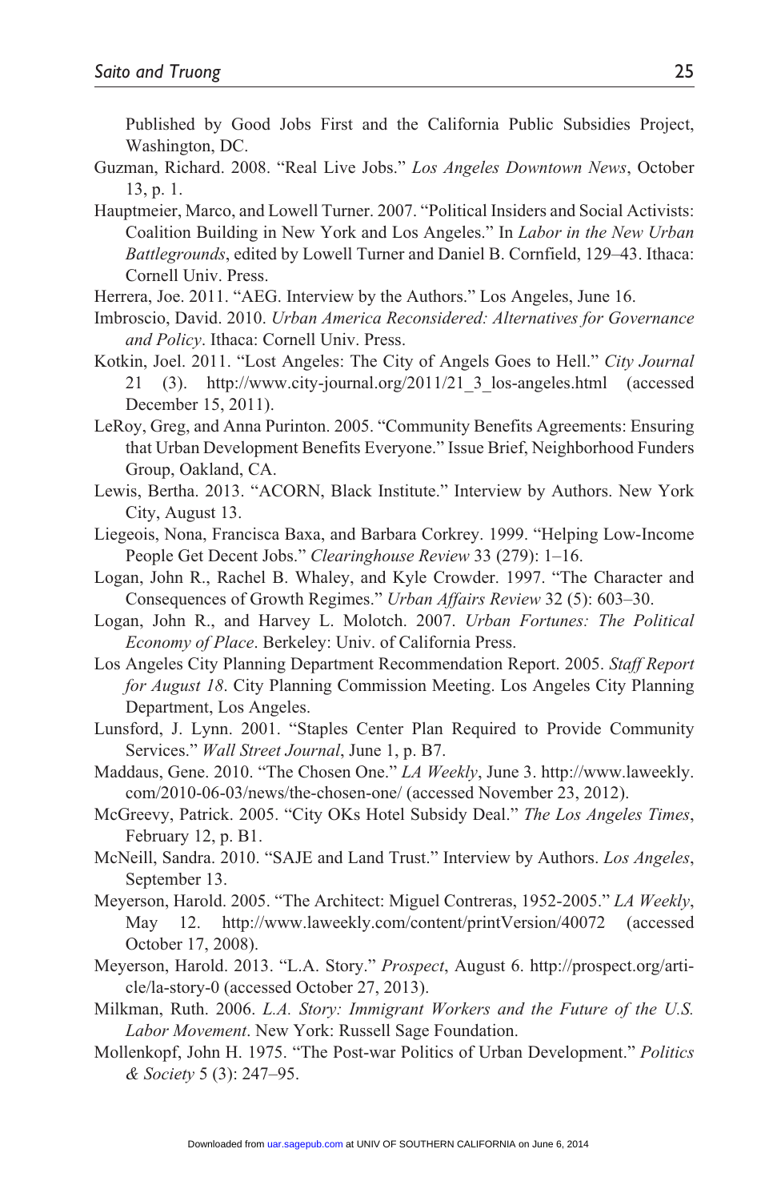Published by Good Jobs First and the California Public Subsidies Project, Washington, DC.

Guzman, Richard. 2008. "Real Live Jobs." *Los Angeles Downtown News*, October 13, p. 1.

Hauptmeier, Marco, and Lowell Turner. 2007. "Political Insiders and Social Activists: Coalition Building in New York and Los Angeles." In *Labor in the New Urban Battlegrounds*, edited by Lowell Turner and Daniel B. Cornfield, 129–43. Ithaca: Cornell Univ. Press.

Herrera, Joe. 2011. "AEG. Interview by the Authors." Los Angeles, June 16.

Imbroscio, David. 2010. *Urban America Reconsidered: Alternatives for Governance and Policy*. Ithaca: Cornell Univ. Press.

Kotkin, Joel. 2011. "Lost Angeles: The City of Angels Goes to Hell." *City Journal* 21 (3). http://www.city-journal.org/2011/21_3_los-angeles.html (accessed December 15, 2011).

LeRoy, Greg, and Anna Purinton. 2005. "Community Benefits Agreements: Ensuring that Urban Development Benefits Everyone." Issue Brief, Neighborhood Funders Group, Oakland, CA.

Lewis, Bertha. 2013. "ACORN, Black Institute." Interview by Authors. New York City, August 13.

Liegeois, Nona, Francisca Baxa, and Barbara Corkrey. 1999. "Helping Low-Income People Get Decent Jobs." *Clearinghouse Review* 33 (279): 1–16.

Logan, John R., Rachel B. Whaley, and Kyle Crowder. 1997. "The Character and Consequences of Growth Regimes." *Urban Affairs Review* 32 (5): 603–30.

Logan, John R., and Harvey L. Molotch. 2007. *Urban Fortunes: The Political Economy of Place*. Berkeley: Univ. of California Press.

Los Angeles City Planning Department Recommendation Report. 2005. *Staff Report for August 18*. City Planning Commission Meeting. Los Angeles City Planning Department, Los Angeles.

Lunsford, J. Lynn. 2001. "Staples Center Plan Required to Provide Community Services." *Wall Street Journal*, June 1, p. B7.

Maddaus, Gene. 2010. "The Chosen One." *LA Weekly*, June 3. http://www.laweekly.com/2010-06-03/news/the-chosen-one/ (accessed November 23, 2012).

McGreevy, Patrick. 2005. "City OKs Hotel Subsidy Deal." *The Los Angeles Times*, February 12, p. B1.

McNeill, Sandra. 2010. "SAJE and Land Trust." Interview by Authors. *Los Angeles*, September 13.

Meyerson, Harold. 2005. "The Architect: Miguel Contreras, 1952-2005." *LA Weekly*, May 12. http://www.laweekly.com/content/printVersion/40072 (accessed October 17, 2008).

Meyerson, Harold. 2013. "L.A. Story." *Prospect*, August 6. http://prospect.org/article/la-story-0 (accessed October 27, 2013).

Milkman, Ruth. 2006. *L.A. Story: Immigrant Workers and the Future of the U.S. Labor Movement*. New York: Russell Sage Foundation.

Mollenkopf, John H. 1975. "The Post-war Politics of Urban Development." *Politics & Society* 5 (3): 247–95.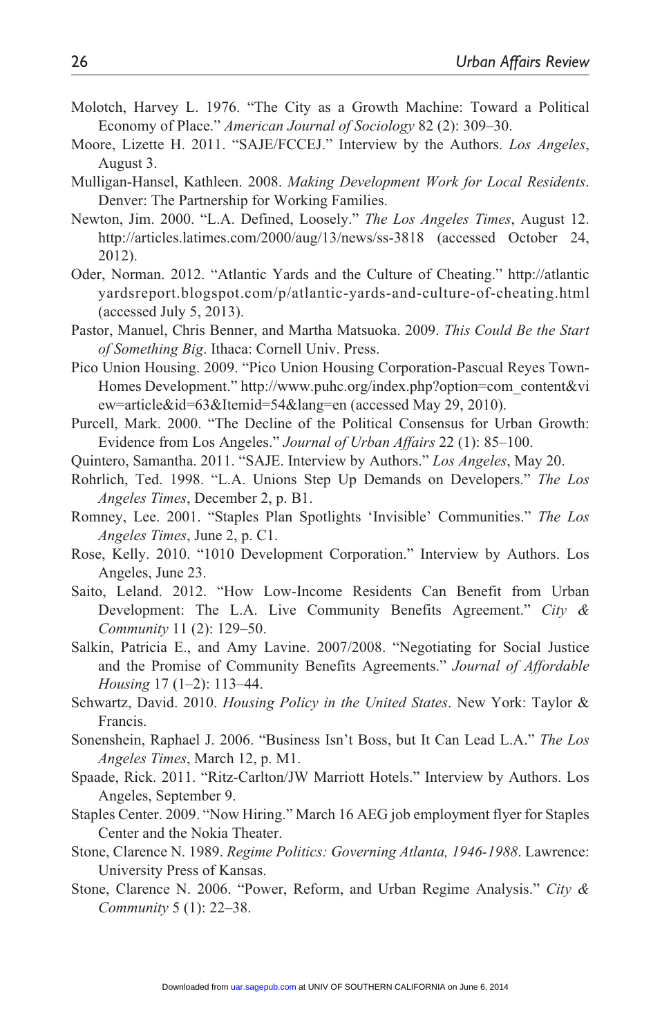Molotch, Harvey L. 1976. "The City as a Growth Machine: Toward a Political Economy of Place." *American Journal of Sociology* 82 (2): 309–30.

Moore, Lizette H. 2011. "SAJE/FCCEJ." Interview by the Authors. *Los Angeles*, August 3.

Mulligan-Hansel, Kathleen. 2008. *Making Development Work for Local Residents*. Denver: The Partnership for Working Families.

Newton, Jim. 2000. "L.A. Defined, Loosely." *The Los Angeles Times*, August 12. http://articles.latimes.com/2000/aug/13/news/ss-3818 (accessed October 24, 2012).

Oder, Norman. 2012. "Atlantic Yards and the Culture of Cheating." http://atlanticyardsreport.blogspot.com/p/atlantic-yards-and-culture-of-cheating.html (accessed July 5, 2013).

Pastor, Manuel, Chris Benner, and Martha Matsuoka. 2009. *This Could Be the Start of Something Big*. Ithaca: Cornell Univ. Press.

Pico Union Housing. 2009. "Pico Union Housing Corporation-Pascual Reyes Town-Homes Development." http://www.puhc.org/index.php?option=com_content&view=article&id=63&Itemid=54&lang=en (accessed May 29, 2010).

Purcell, Mark. 2000. "The Decline of the Political Consensus for Urban Growth: Evidence from Los Angeles." *Journal of Urban Affairs* 22 (1): 85–100.

Quintero, Samantha. 2011. "SAJE. Interview by Authors." *Los Angeles*, May 20.

Rohrlich, Ted. 1998. "L.A. Unions Step Up Demands on Developers." *The Los Angeles Times*, December 2, p. B1.

Romney, Lee. 2001. "Staples Plan Spotlights 'Invisible' Communities." *The Los Angeles Times*, June 2, p. C1.

Rose, Kelly. 2010. "1010 Development Corporation." Interview by Authors. Los Angeles, June 23.

Saito, Leland. 2012. "How Low-Income Residents Can Benefit from Urban Development: The L.A. Live Community Benefits Agreement." *City & Community* 11 (2): 129–50.

Salkin, Patricia E., and Amy Lavine. 2007/2008. "Negotiating for Social Justice and the Promise of Community Benefits Agreements." *Journal of Affordable Housing* 17 (1–2): 113–44.

Schwartz, David. 2010. *Housing Policy in the United States*. New York: Taylor & Francis.

Sonenshein, Raphael J. 2006. "Business Isn't Boss, but It Can Lead L.A." *The Los Angeles Times*, March 12, p. M1.

Spaade, Rick. 2011. "Ritz-Carlton/JW Marriott Hotels." Interview by Authors. Los Angeles, September 9.

Staples Center. 2009. "Now Hiring." March 16 AEG job employment flyer for Staples Center and the Nokia Theater.

Stone, Clarence N. 1989. *Regime Politics: Governing Atlanta, 1946-1988*. Lawrence: University Press of Kansas.

Stone, Clarence N. 2006. "Power, Reform, and Urban Regime Analysis." *City & Community* 5 (1): 22–38.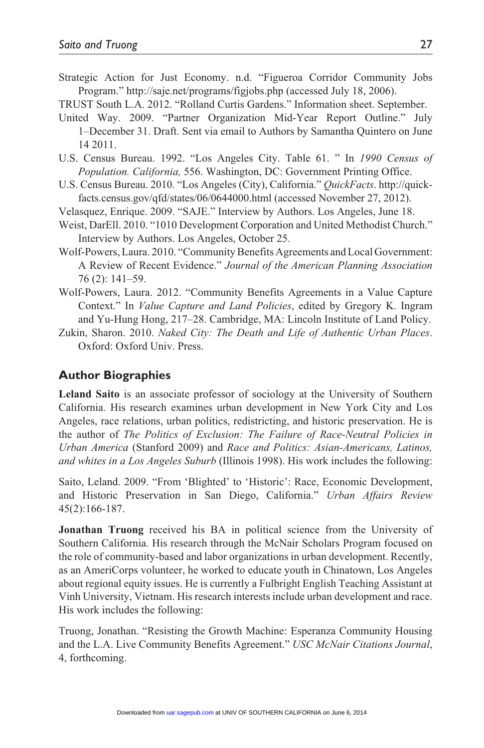Strategic Action for Just Economy. n.d. "Figueroa Corridor Community Jobs Program." http://saje.net/programs/figjobs.php (accessed July 18, 2006).

TRUST South L.A. 2012. "Rolland Curtis Gardens." Information sheet. September.

United Way. 2009. "Partner Organization Mid-Year Report Outline." July 1–December 31. Draft. Sent via email to Authors by Samantha Quintero on June 14 2011.

U.S. Census Bureau. 1992. "Los Angeles City. Table 61. " In *1990 Census of Population. California,* 556. Washington, DC: Government Printing Office.

U.S. Census Bureau. 2010. "Los Angeles (City), California." *QuickFacts*. http://quickfacts.census.gov/qfd/states/06/0644000.html (accessed November 27, 2012).

Velasquez, Enrique. 2009. "SAJE." Interview by Authors. Los Angeles, June 18.

Weist, DarEll. 2010. "1010 Development Corporation and United Methodist Church." Interview by Authors. Los Angeles, October 25.

Wolf-Powers, Laura. 2010. "Community Benefits Agreements and Local Government: A Review of Recent Evidence." *Journal of the American Planning Association* 76 (2): 141–59.

Wolf-Powers, Laura. 2012. "Community Benefits Agreements in a Value Capture Context." In *Value Capture and Land Policies*, edited by Gregory K. Ingram and Yu-Hung Hong, 217–28. Cambridge, MA: Lincoln Institute of Land Policy.

Zukin, Sharon. 2010. *Naked City: The Death and Life of Authentic Urban Places*. Oxford: Oxford Univ. Press.

## Author Biographies

**Leland Saito** is an associate professor of sociology at the University of Southern California. His research examines urban development in New York City and Los Angeles, race relations, urban politics, redistricting, and historic preservation. He is the author of *The Politics of Exclusion: The Failure of Race-Neutral Policies in Urban America* (Stanford 2009) and *Race and Politics: Asian-Americans, Latinos, and whites in a Los Angeles Suburb* (Illinois 1998). His work includes the following:

Saito, Leland. 2009. "From 'Blighted' to 'Historic': Race, Economic Development, and Historic Preservation in San Diego, California." *Urban Affairs Review* 45(2):166-187.

**Jonathan Truong** received his BA in political science from the University of Southern California. His research through the McNair Scholars Program focused on the role of community-based and labor organizations in urban development. Recently, as an AmeriCorps volunteer, he worked to educate youth in Chinatown, Los Angeles about regional equity issues. He is currently a Fulbright English Teaching Assistant at Vinh University, Vietnam. His research interests include urban development and race. His work includes the following:

Truong, Jonathan. "Resisting the Growth Machine: Esperanza Community Housing and the L.A. Live Community Benefits Agreement." *USC McNair Citations Journal*, 4, forthcoming.